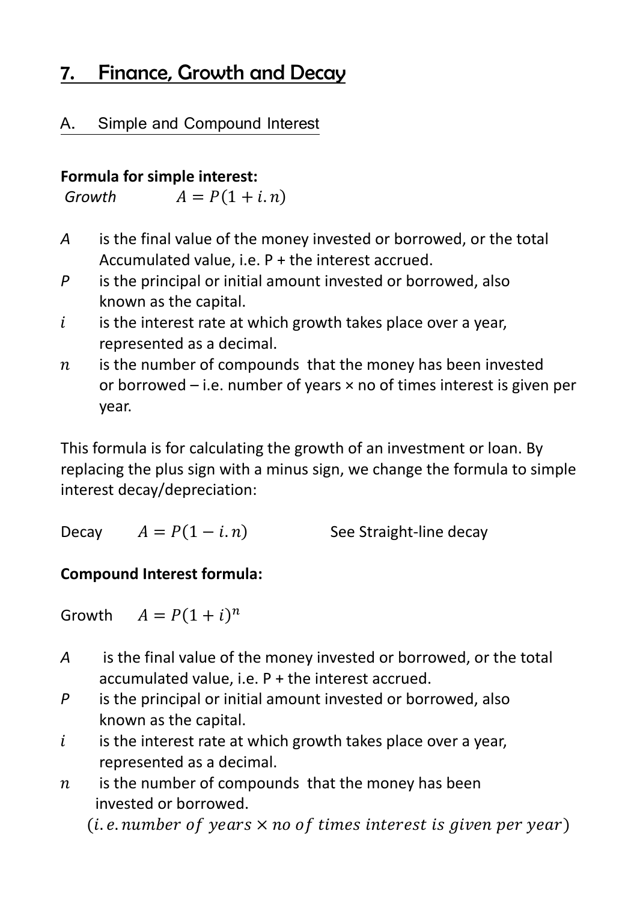# 7. Finance, Growth and Decay

## A. Simple and Compound Interest

**Formula for simple interest:**

*Growth* $A = P(1 + i.n)$

- *A* is the final value of the money invested or borrowed, or the total Accumulated value, i.e. P + the interest accrued.
- *P* is the principal or initial amount invested or borrowed, also known as the capital.
- $i$ is the interest rate at which growth takes place over a year, represented as a decimal.
- $n$ is the number of compounds that the money has been invested or borrowed – i.e. number of years × no of times interest is given per year.

This formula is for calculating the growth of an investment or loan. By replacing the plus sign with a minus sign, we change the formula to simple interest decay/depreciation:

Decay $A = P(1 - i.n)$ See Straight-line decay

**Compound Interest formula:**

Growth $A = P(1 + i)^n$

- *A* is the final value of the money invested or borrowed, or the total accumulated value, i.e. P + the interest accrued.
- *P* is the principal or initial amount invested or borrowed, also known as the capital.
- $i$ is the interest rate at which growth takes place over a year, represented as a decimal.
- $n$ is the number of compounds that the money has been invested or borrowed.
  ($i.e.\ number\ of\ years \times no\ of\ times\ interest\ is\ given\ per\ year$)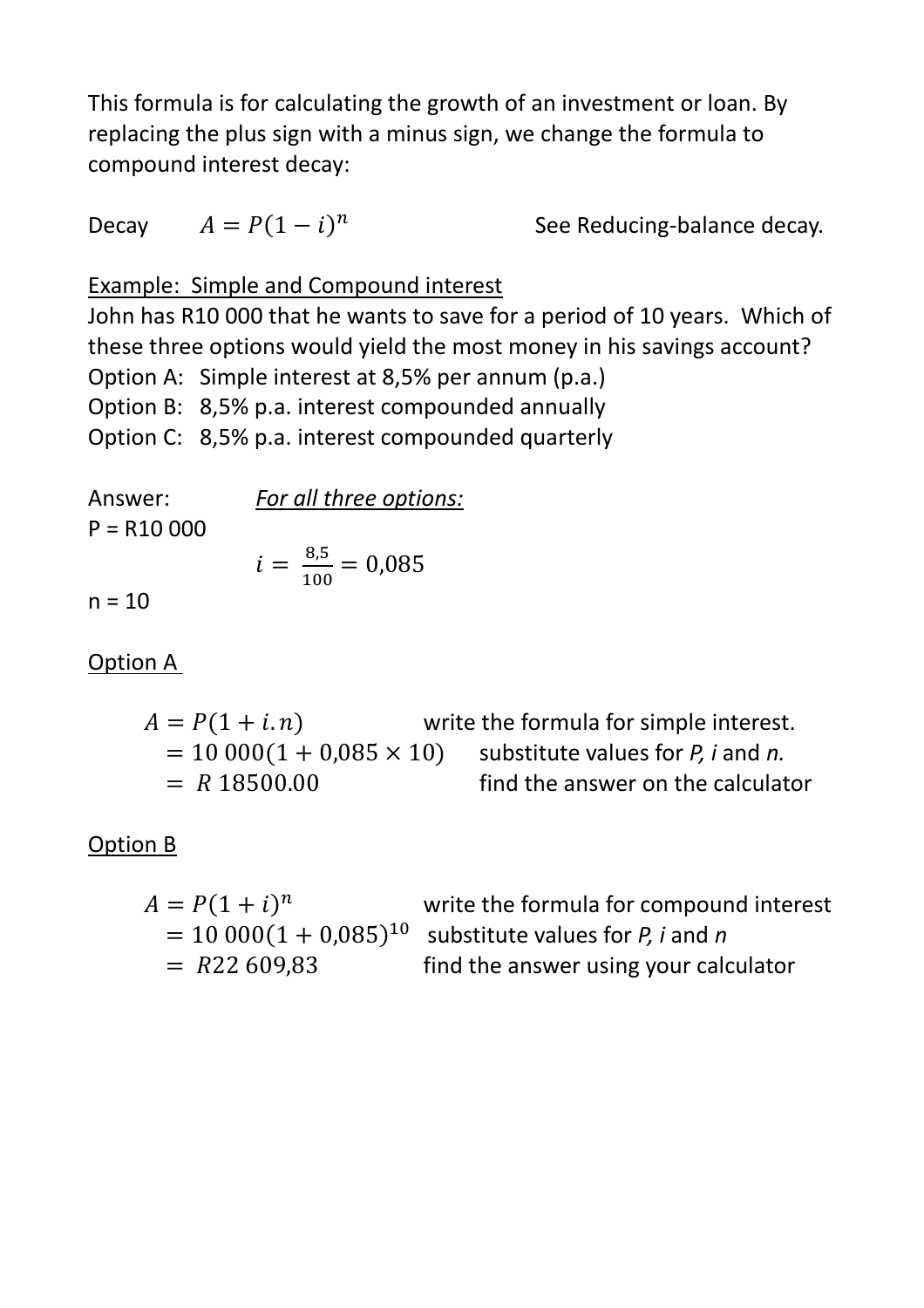This formula is for calculating the growth of an investment or loan. By replacing the plus sign with a minus sign, we change the formula to compound interest decay:

Decay $A = P(1-i)^n$ See Reducing-balance decay.

Example: Simple and Compound interest

John has R10 000 that he wants to save for a period of 10 years. Which of these three options would yield the most money in his savings account?

Option A: Simple interest at 8,5% per annum (p.a.)

Option B: 8,5% p.a. interest compounded annually

Option C: 8,5% p.a. interest compounded quarterly

Answer: *For all three options:*

P = R10 000

$$i = \frac{8{,}5}{100} = 0{,}085$$

n = 10

Option A

$A = P(1 + i.n)$ write the formula for simple interest.

$= 10\ 000(1 + 0{,}085 \times 10)$ substitute values for *P, i* and *n.*

$= R\ 18500.00$ find the answer on the calculator

Option B

$A = P(1+i)^n$ write the formula for compound interest

$= 10\ 000(1 + 0{,}085)^{10}$ substitute values for *P, i* and *n*

$= R22\ 609{,}83$ find the answer using your calculator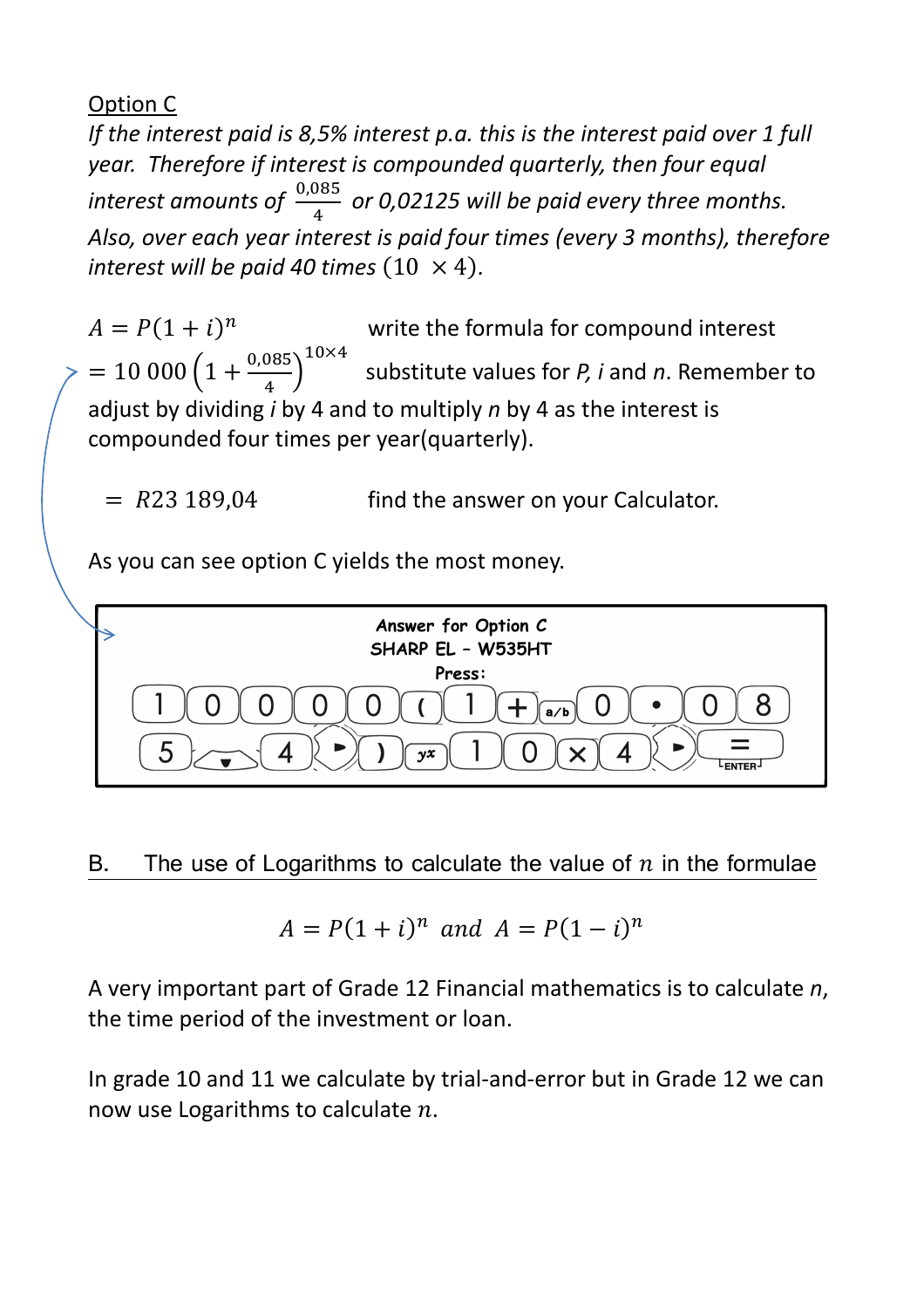<u>Option C</u>

*If the interest paid is 8,5% interest p.a. this is the interest paid over 1 full year. Therefore if interest is compounded quarterly, then four equal interest amounts of $\frac{0{,}085}{4}$ or 0,02125 will be paid every three months. Also, over each year interest is paid four times (every 3 months), therefore interest will be paid 40 times $(10 \times 4)$.*

$A = P(1+i)^n$ — write the formula for compound interest

$= 10\ 000\left(1+\frac{0{,}085}{4}\right)^{10\times 4}$ — substitute values for *P*, *i* and *n*. Remember to adjust by dividing *i* by 4 and to multiply *n* by 4 as the interest is compounded four times per year(quarterly).

$= R23\ 189{,}04$ — find the answer on your Calculator.

As you can see option C yields the most money.

**Answer for Option C**
**SHARP EL – W535HT**
**Press:**

```
1 0 0 0 0 ( 1 + a/b 0 • 0 8
5 ▼ 4 ► ) y^x 1 0 × 4 ► = ENTER
```

## B. The use of Logarithms to calculate the value of $n$ in the formulae

$$A = P(1+i)^n \ \ and \ \ A = P(1-i)^n$$

A very important part of Grade 12 Financial mathematics is to calculate *n*, the time period of the investment or loan.

In grade 10 and 11 we calculate by trial-and-error but in Grade 12 we can now use Logarithms to calculate $n$.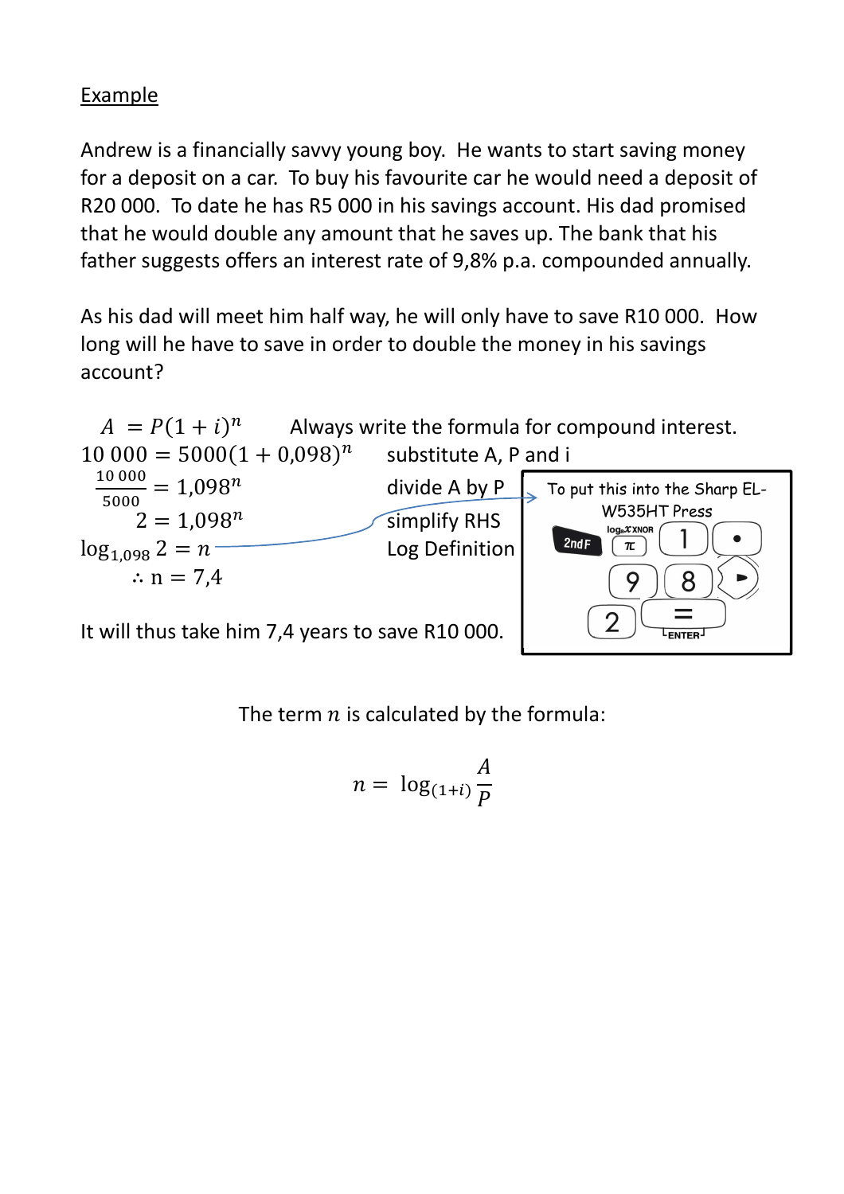Example

Andrew is a financially savvy young boy. He wants to start saving money for a deposit on a car. To buy his favourite car he would need a deposit of R20 000. To date he has R5 000 in his savings account. His dad promised that he would double any amount that he saves up. The bank that his father suggests offers an interest rate of 9,8% p.a. compounded annually.

As his dad will meet him half way, he will only have to save R10 000. How long will he have to save in order to double the money in his savings account?

$A = P(1+i)^n$ Always write the formula for compound interest.

$10\ 000 = 5000(1+0{,}098)^n$ substitute A, P and i

$\frac{10\ 000}{5000} = 1{,}098^n$ divide A by P

$2 = 1{,}098^n$ simplify RHS

$\log_{1{,}098} 2 = n$ Log Definition

$\therefore n = 7{,}4$

It will thus take him 7,4 years to save R10 000.

To put this into the Sharp EL-W535HT Press

2ndF, $\log_a x$ XNOR ($\pi$), 1, •, 9, 8, ►, 2, = (ENTER)

The term $n$ is calculated by the formula:

$$n = \log_{(1+i)} \frac{A}{P}$$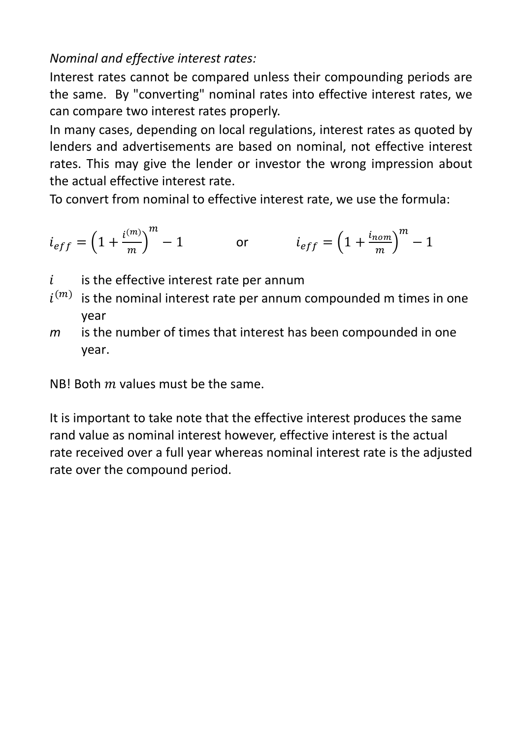*Nominal and effective interest rates:*

Interest rates cannot be compared unless their compounding periods are the same. By "converting" nominal rates into effective interest rates, we can compare two interest rates properly.

In many cases, depending on local regulations, interest rates as quoted by lenders and advertisements are based on nominal, not effective interest rates. This may give the lender or investor the wrong impression about the actual effective interest rate.

To convert from nominal to effective interest rate, we use the formula:

$$i_{eff} = \left(1 + \frac{i^{(m)}}{m}\right)^m - 1 \qquad \text{or} \qquad i_{eff} = \left(1 + \frac{i_{nom}}{m}\right)^m - 1$$

- $i$ is the effective interest rate per annum
- $i^{(m)}$ is the nominal interest rate per annum compounded m times in one year
- $m$ is the number of times that interest has been compounded in one year.

NB! Both $m$ values must be the same.

It is important to take note that the effective interest produces the same rand value as nominal interest however, effective interest is the actual rate received over a full year whereas nominal interest rate is the adjusted rate over the compound period.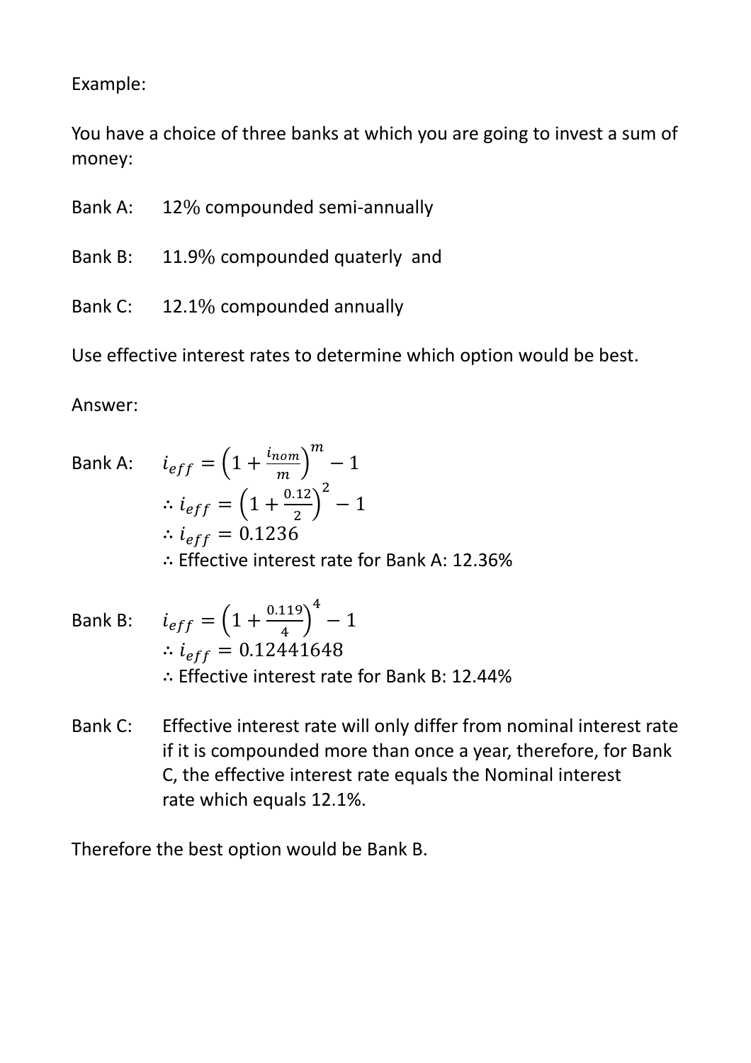Example:

You have a choice of three banks at which you are going to invest a sum of money:

Bank A: 12% compounded semi-annually

Bank B: 11.9% compounded quaterly and

Bank C: 12.1% compounded annually

Use effective interest rates to determine which option would be best.

Answer:

Bank A: $i_{eff} = \left(1 + \frac{i_{nom}}{m}\right)^m - 1$

$\therefore i_{eff} = \left(1 + \frac{0.12}{2}\right)^2 - 1$

$\therefore i_{eff} = 0.1236$

∴ Effective interest rate for Bank A: 12.36%

Bank B: $i_{eff} = \left(1 + \frac{0.119}{4}\right)^4 - 1$

$\therefore i_{eff} = 0.12441648$

∴ Effective interest rate for Bank B: 12.44%

Bank C: Effective interest rate will only differ from nominal interest rate if it is compounded more than once a year, therefore, for Bank C, the effective interest rate equals the Nominal interest rate which equals 12.1%.

Therefore the best option would be Bank B.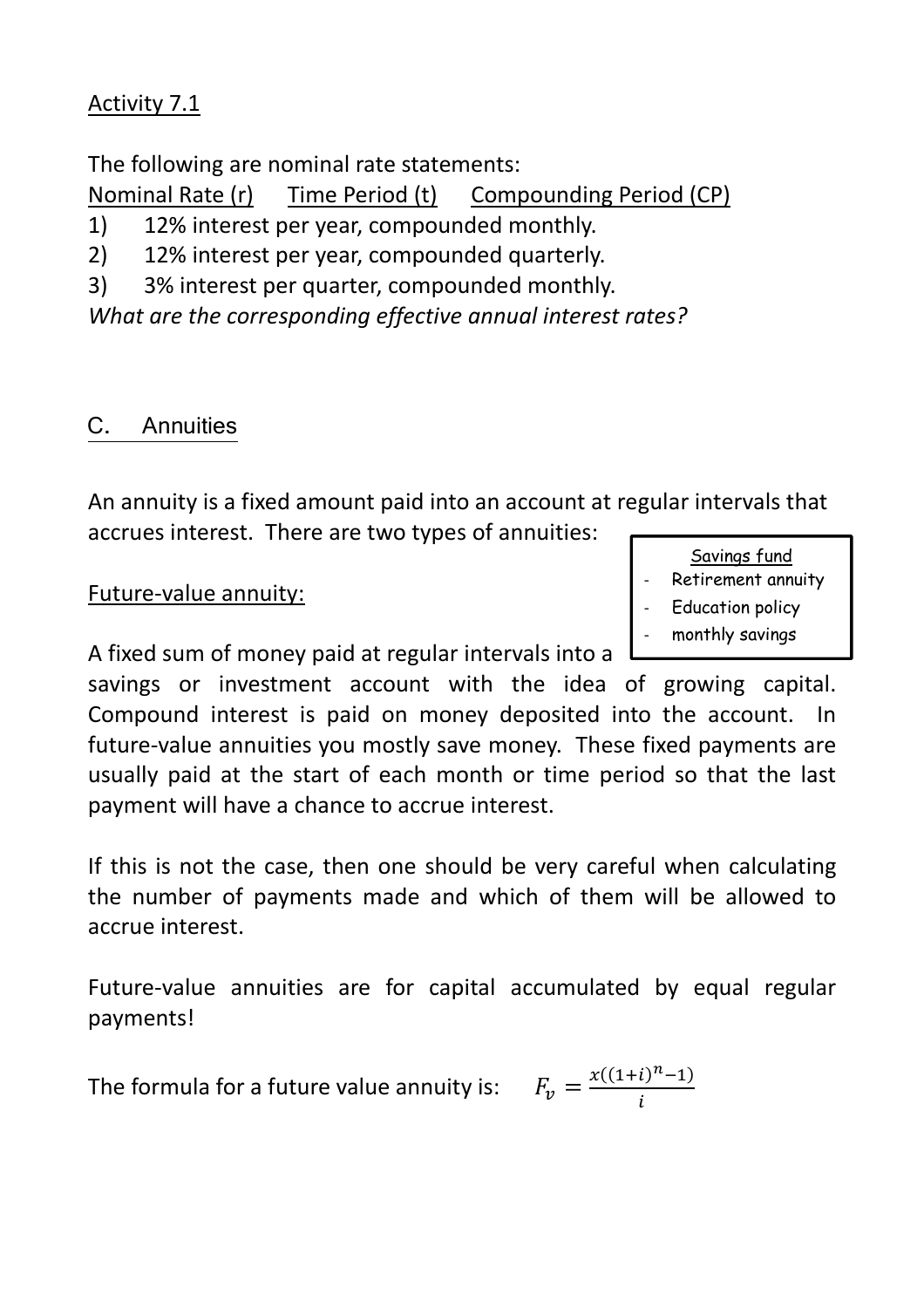Activity 7.1

The following are nominal rate statements:

Nominal Rate (r)     Time Period (t)     Compounding Period (CP)

1) 12% interest per year, compounded monthly.
2) 12% interest per year, compounded quarterly.
3) 3% interest per quarter, compounded monthly.

*What are the corresponding effective annual interest rates?*

## C. Annuities

An annuity is a fixed amount paid into an account at regular intervals that accrues interest. There are two types of annuities:

Savings fund
- Retirement annuity
- Education policy
- monthly savings

Future-value annuity:

A fixed sum of money paid at regular intervals into a savings or investment account with the idea of growing capital. Compound interest is paid on money deposited into the account. In future-value annuities you mostly save money. These fixed payments are usually paid at the start of each month or time period so that the last payment will have a chance to accrue interest.

If this is not the case, then one should be very careful when calculating the number of payments made and which of them will be allowed to accrue interest.

Future-value annuities are for capital accumulated by equal regular payments!

The formula for a future value annuity is: $F_v = \frac{x((1+i)^n - 1)}{i}$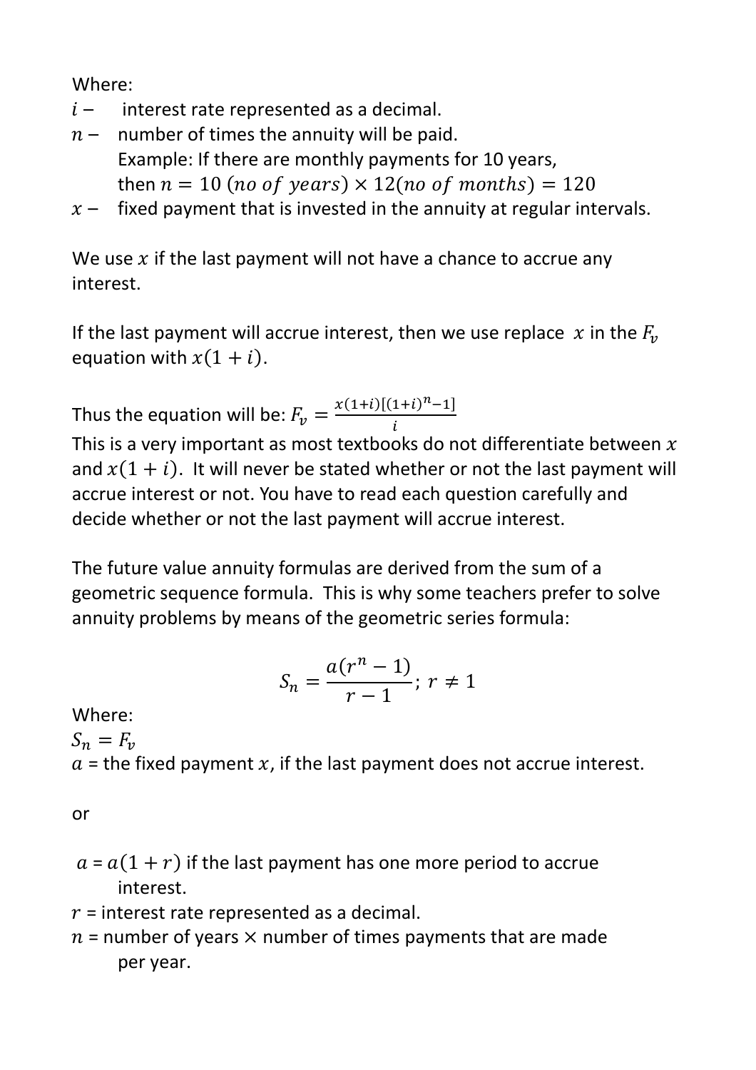Where:

$i$ – interest rate represented as a decimal.

$n$ – number of times the annuity will be paid.
Example: If there are monthly payments for 10 years, then $n = 10\ (no\ of\ years) \times 12(no\ of\ months) = 120$

$x$ – fixed payment that is invested in the annuity at regular intervals.

We use $x$ if the last payment will not have a chance to accrue any interest.

If the last payment will accrue interest, then we use replace $x$ in the $F_v$ equation with $x(1 + i)$.

Thus the equation will be: $F_v = \frac{x(1+i)[(1+i)^n - 1]}{i}$

This is a very important as most textbooks do not differentiate between $x$ and $x(1 + i)$. It will never be stated whether or not the last payment will accrue interest or not. You have to read each question carefully and decide whether or not the last payment will accrue interest.

The future value annuity formulas are derived from the sum of a geometric sequence formula. This is why some teachers prefer to solve annuity problems by means of the geometric series formula:

$$S_n = \frac{a(r^n - 1)}{r - 1};\ r \neq 1$$

Where:

$S_n = F_v$

$a$ = the fixed payment $x$, if the last payment does not accrue interest.

or

$a = a(1 + r)$ if the last payment has one more period to accrue interest.

$r$ = interest rate represented as a decimal.

$n$ = number of years $\times$ number of times payments that are made per year.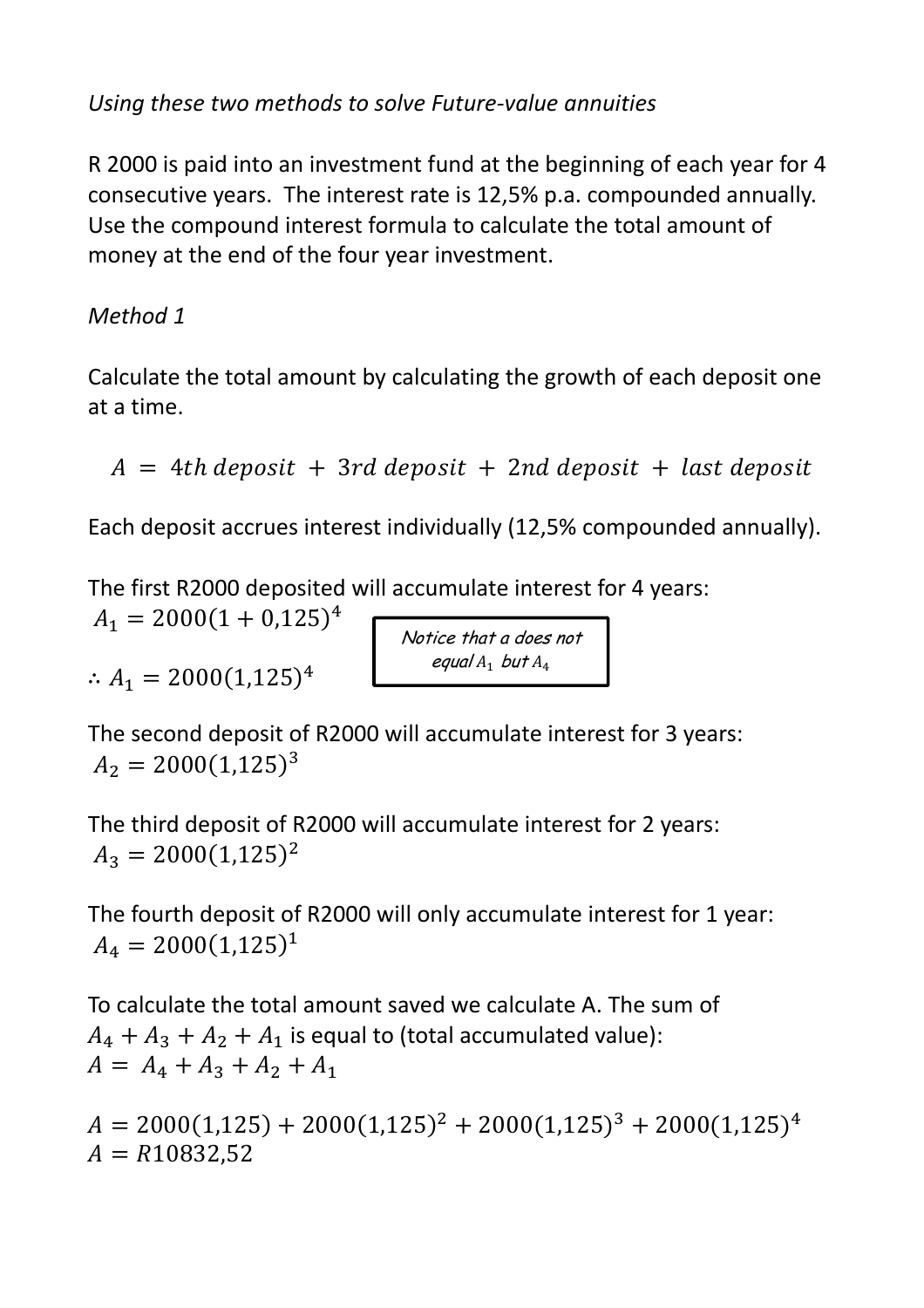*Using these two methods to solve Future-value annuities*

R 2000 is paid into an investment fund at the beginning of each year for 4 consecutive years. The interest rate is 12,5% p.a. compounded annually. Use the compound interest formula to calculate the total amount of money at the end of the four year investment.

*Method 1*

Calculate the total amount by calculating the growth of each deposit one at a time.

$$A = 4th\ deposit + 3rd\ deposit + 2nd\ deposit + last\ deposit$$

Each deposit accrues interest individually (12,5% compounded annually).

The first R2000 deposited will accumulate interest for 4 years:

$A_1 = 2000(1 + 0{,}125)^4$

$\therefore A_1 = 2000(1{,}125)^4$

*Notice that a does not equal $A_1$ but $A_4$*

The second deposit of R2000 will accumulate interest for 3 years:

$A_2 = 2000(1{,}125)^3$

The third deposit of R2000 will accumulate interest for 2 years:

$A_3 = 2000(1{,}125)^2$

The fourth deposit of R2000 will only accumulate interest for 1 year:

$A_4 = 2000(1{,}125)^1$

To calculate the total amount saved we calculate A. The sum of $A_4 + A_3 + A_2 + A_1$ is equal to (total accumulated value):

$A = A_4 + A_3 + A_2 + A_1$

$A = 2000(1{,}125) + 2000(1{,}125)^2 + 2000(1{,}125)^3 + 2000(1{,}125)^4$

$A = R10832{,}52$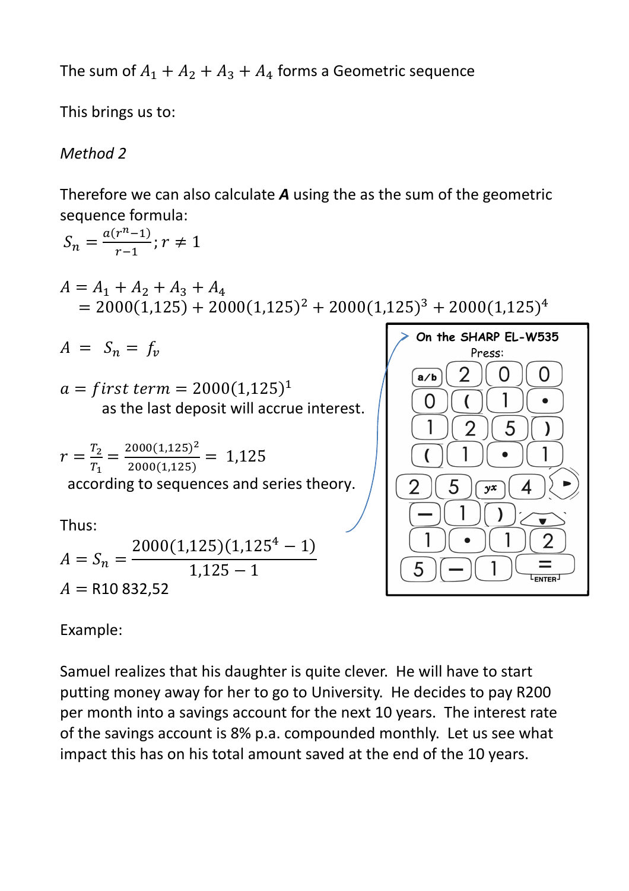The sum of $A_1 + A_2 + A_3 + A_4$ forms a Geometric sequence

This brings us to:

*Method 2*

Therefore we can also calculate ***A*** using the as the sum of the geometric sequence formula:

$$S_n = \frac{a(r^n - 1)}{r - 1}; r \neq 1$$

$$A = A_1 + A_2 + A_3 + A_4$$
$$= 2000(1{,}125) + 2000(1{,}125)^2 + 2000(1{,}125)^3 + 2000(1{,}125)^4$$

$$A = S_n = f_v$$

$$a = first\ term = 2000(1{,}125)^1$$

as the last deposit will accrue interest.

$$r = \frac{T_2}{T_1} = \frac{2000(1{,}125)^2}{2000(1{,}125)} = 1{,}125$$

according to sequences and series theory.

Thus:

$$A = S_n = \frac{2000(1{,}125)(1{,}125^4 - 1)}{1{,}125 - 1}$$

$$A = \text{R}10\ 832{,}52$$

On the SHARP EL-W535

Press:

a/b 2 0 0 0 ( 1 • 1 2 5 ) ( 1 • 1 2 5 $y^x$ 4 ► − 1 ) ▼ 1 • 1 2 5 − 1 = ENTER

Example:

Samuel realizes that his daughter is quite clever. He will have to start putting money away for her to go to University. He decides to pay R200 per month into a savings account for the next 10 years. The interest rate of the savings account is 8% p.a. compounded monthly. Let us see what impact this has on his total amount saved at the end of the 10 years.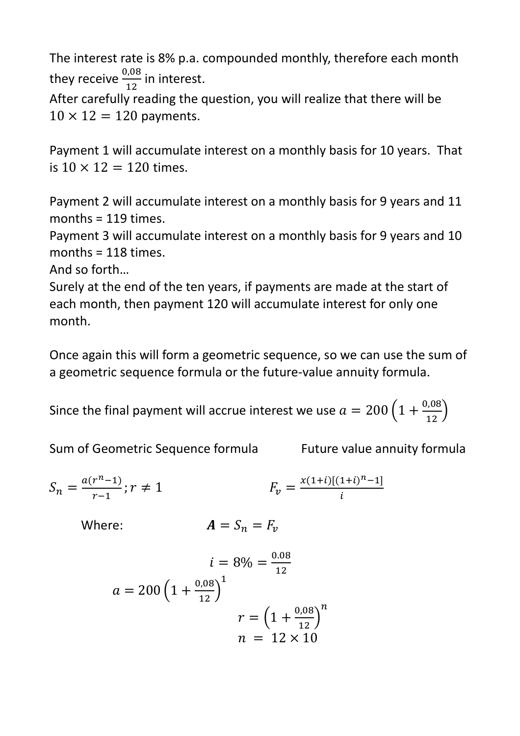The interest rate is 8% p.a. compounded monthly, therefore each month they receive $\frac{0{,}08}{12}$ in interest.
After carefully reading the question, you will realize that there will be $10 \times 12 = 120$ payments.

Payment 1 will accumulate interest on a monthly basis for 10 years. That is $10 \times 12 = 120$ times.

Payment 2 will accumulate interest on a monthly basis for 9 years and 11 months = 119 times.
Payment 3 will accumulate interest on a monthly basis for 9 years and 10 months = 118 times.
And so forth…
Surely at the end of the ten years, if payments are made at the start of each month, then payment 120 will accumulate interest for only one month.

Once again this will form a geometric sequence, so we can use the sum of a geometric sequence formula or the future-value annuity formula.

Since the final payment will accrue interest we use $a = 200\left(1 + \frac{0{,}08}{12}\right)$

Sum of Geometric Sequence formula

$$S_n = \frac{a(r^n - 1)}{r - 1}; r \neq 1$$

Future value annuity formula

$$F_v = \frac{x(1+i)[(1+i)^n - 1]}{i}$$

Where: $\boldsymbol{A} = S_n = F_v$

$$i = 8\% = \frac{0.08}{12}$$

$$a = 200\left(1 + \frac{0{,}08}{12}\right)^1$$

$$r = \left(1 + \frac{0{,}08}{12}\right)^n$$

$$n = 12 \times 10$$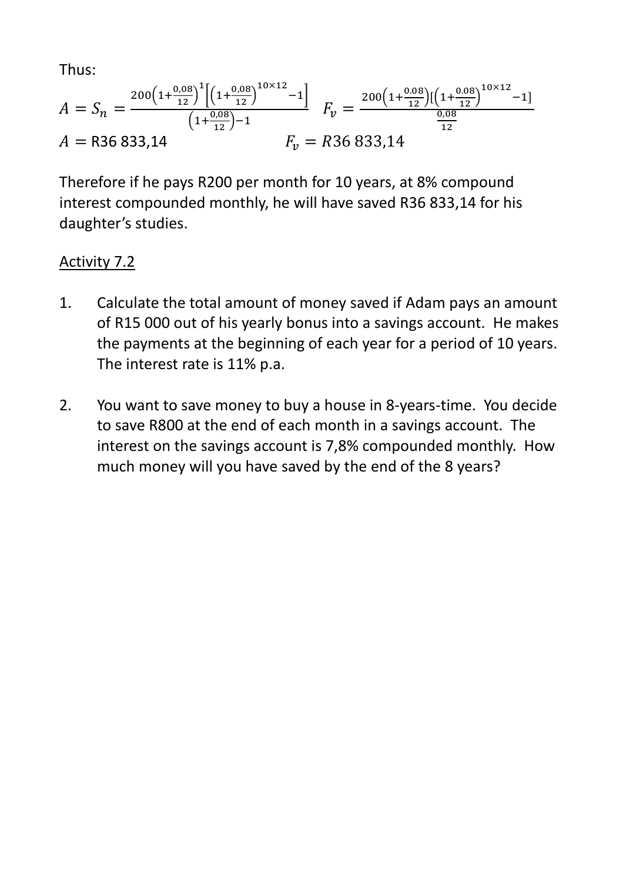Thus:

$$A = S_n = \frac{200\left(1+\frac{0{,}08}{12}\right)^1\left[\left(1+\frac{0{,}08}{12}\right)^{10\times12}-1\right]}{\left(1+\frac{0{,}08}{12}\right)-1} \quad F_v = \frac{200\left(1+\frac{0.08}{12}\right)[\left(1+\frac{0.08}{12}\right)^{10\times12}-1]}{\frac{0{,}08}{12}}$$

$A =$ R36 833,14 $\qquad F_v = R36\ 833{,}14$

Therefore if he pays R200 per month for 10 years, at 8% compound interest compounded monthly, he will have saved R36 833,14 for his daughter's studies.

<u>Activity 7.2</u>

1. Calculate the total amount of money saved if Adam pays an amount of R15 000 out of his yearly bonus into a savings account. He makes the payments at the beginning of each year for a period of 10 years. The interest rate is 11% p.a.

2. You want to save money to buy a house in 8-years-time. You decide to save R800 at the end of each month in a savings account. The interest on the savings account is 7,8% compounded monthly. How much money will you have saved by the end of the 8 years?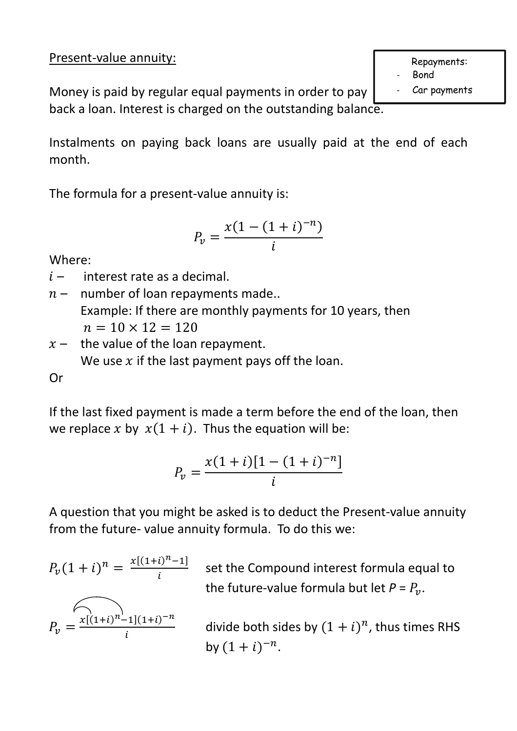Present-value annuity:

> Repayments:
> - Bond
> - Car payments

Money is paid by regular equal payments in order to pay back a loan. Interest is charged on the outstanding balance.

Instalments on paying back loans are usually paid at the end of each month.

The formula for a present-value annuity is:

$$P_v = \frac{x(1-(1+i)^{-n})}{i}$$

Where:

- $i$ – interest rate as a decimal.
- $n$ – number of loan repayments made..
  Example: If there are monthly payments for 10 years, then $n = 10 \times 12 = 120$
- $x$ – the value of the loan repayment.
  We use $x$ if the last payment pays off the loan.

Or

If the last fixed payment is made a term before the end of the loan, then we replace $x$ by $x(1+i)$. Thus the equation will be:

$$P_v = \frac{x(1+i)[1-(1+i)^{-n}]}{i}$$

A question that you might be asked is to deduct the Present-value annuity from the future- value annuity formula. To do this we:

$P_v(1+i)^n = \frac{x[(1+i)^n - 1]}{i}$ set the Compound interest formula equal to the future-value formula but let $P = P_v$.

$P_v = \frac{x[(1+i)^n - 1](1+i)^{-n}}{i}$ divide both sides by $(1+i)^n$, thus times RHS by $(1+i)^{-n}$.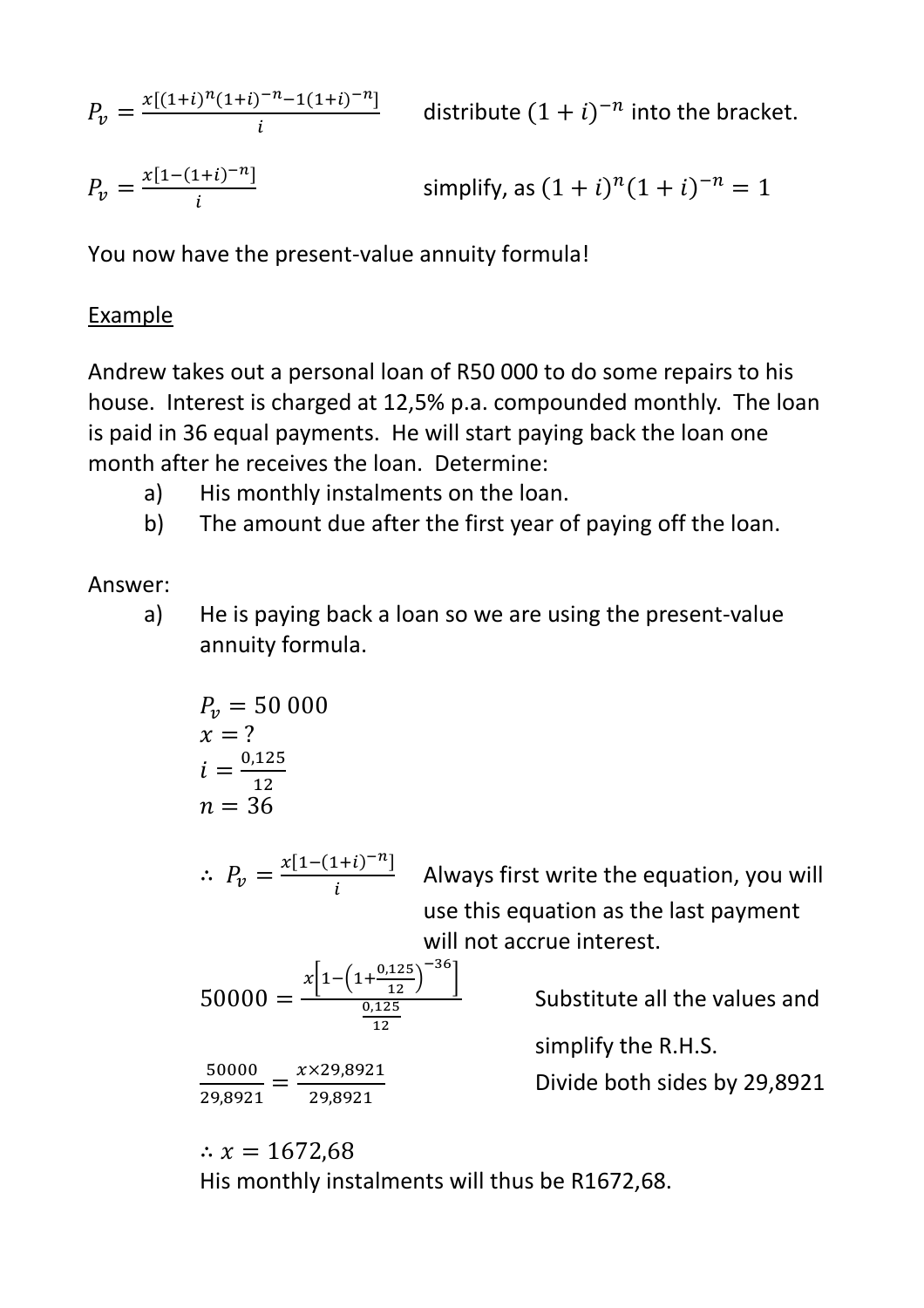$P_v = \frac{x[(1+i)^n(1+i)^{-n} - 1(1+i)^{-n}]}{i}$ distribute $(1+i)^{-n}$ into the bracket.

$P_v = \frac{x[1-(1+i)^{-n}]}{i}$ simplify, as $(1+i)^n(1+i)^{-n} = 1$

You now have the present-value annuity formula!

Example

Andrew takes out a personal loan of R50 000 to do some repairs to his house. Interest is charged at 12,5% p.a. compounded monthly. The loan is paid in 36 equal payments. He will start paying back the loan one month after he receives the loan. Determine:

a) His monthly instalments on the loan.
b) The amount due after the first year of paying off the loan.

Answer:

a) He is paying back a loan so we are using the present-value annuity formula.

$P_v = 50\,000$
$x = ?$
$i = \frac{0,125}{12}$
$n = 36$

$\therefore\ P_v = \frac{x[1-(1+i)^{-n}]}{i}$ Always first write the equation, you will use this equation as the last payment will not accrue interest.

$50000 = \frac{x\left[1-\left(1+\frac{0,125}{12}\right)^{-36}\right]}{\frac{0,125}{12}}$ Substitute all the values and simplify the R.H.S.

$\frac{50000}{29,8921} = \frac{x \times 29,8921}{29,8921}$ Divide both sides by 29,8921

$\therefore x = 1672,68$

His monthly instalments will thus be R1672,68.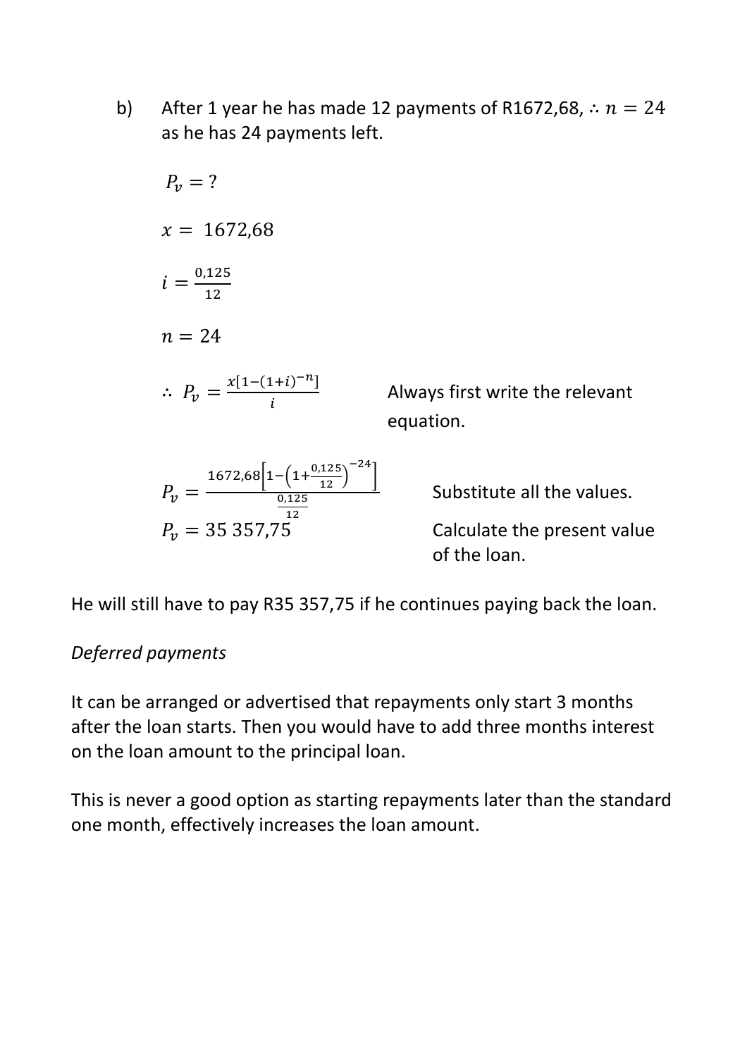b) After 1 year he has made 12 payments of R1672,68, $\therefore n = 24$ as he has 24 payments left.

$P_v = ?$

$x = 1672{,}68$

$i = \frac{0{,}125}{12}$

$n = 24$

$\therefore\ P_v = \frac{x[1-(1+i)^{-n}]}{i}$ Always first write the relevant equation.

$P_v = \frac{1672{,}68\left[1-\left(1+\frac{0{,}125}{12}\right)^{-24}\right]}{\frac{0{,}125}{12}}$ Substitute all the values.

$P_v = 35\ 357{,}75$ Calculate the present value of the loan.

He will still have to pay R35 357,75 if he continues paying back the loan.

*Deferred payments*

It can be arranged or advertised that repayments only start 3 months after the loan starts. Then you would have to add three months interest on the loan amount to the principal loan.

This is never a good option as starting repayments later than the standard one month, effectively increases the loan amount.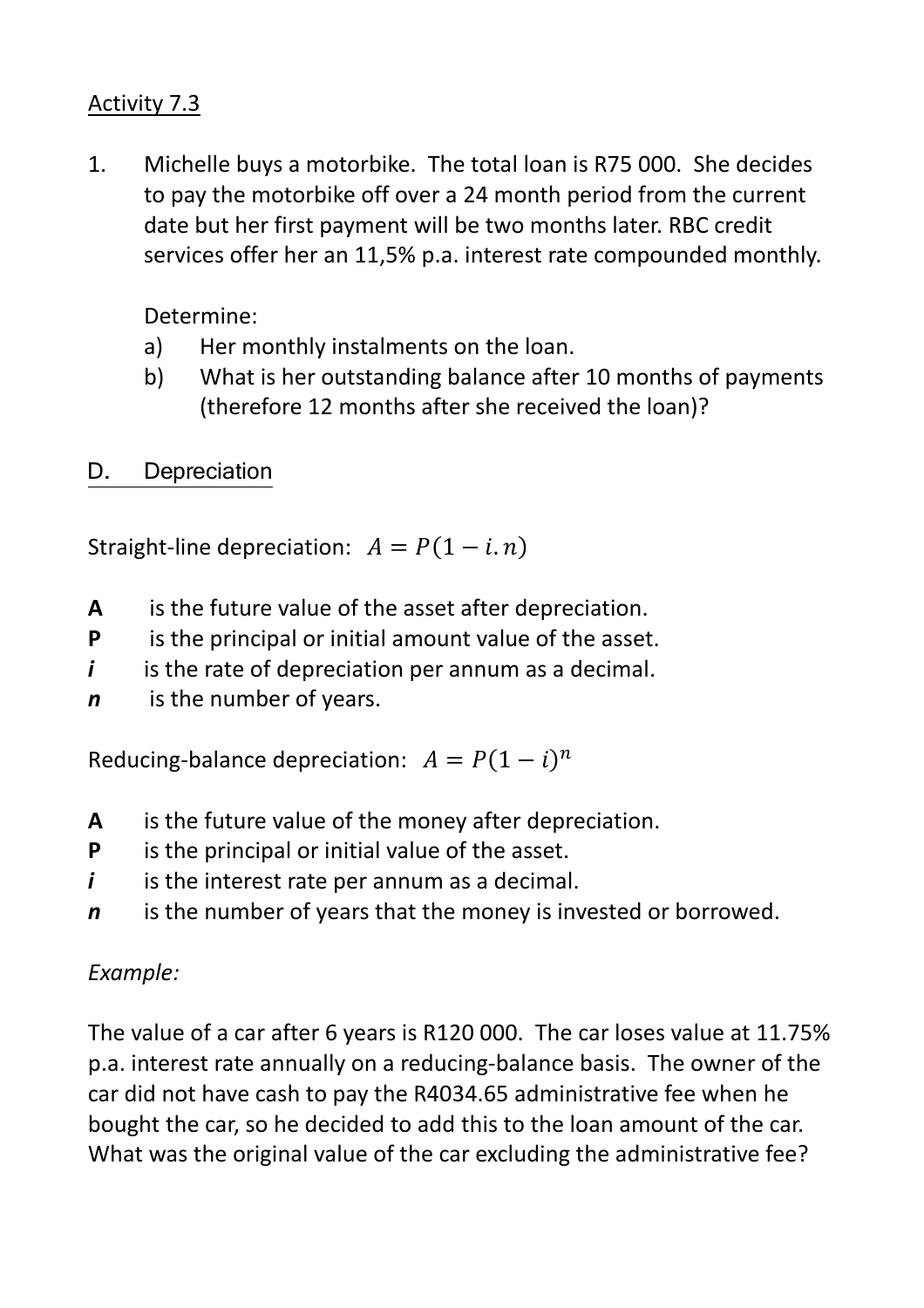Activity 7.3

1. Michelle buys a motorbike. The total loan is R75 000. She decides to pay the motorbike off over a 24 month period from the current date but her first payment will be two months later. RBC credit services offer her an 11,5% p.a. interest rate compounded monthly.

   Determine:

   a) Her monthly instalments on the loan.

   b) What is her outstanding balance after 10 months of payments (therefore 12 months after she received the loan)?

## D. Depreciation

Straight-line depreciation: $A = P(1 - i.n)$

- **A** is the future value of the asset after depreciation.
- **P** is the principal or initial amount value of the asset.
- ***i*** is the rate of depreciation per annum as a decimal.
- ***n*** is the number of years.

Reducing-balance depreciation: $A = P(1 - i)^n$

- **A** is the future value of the money after depreciation.
- **P** is the principal or initial value of the asset.
- ***i*** is the interest rate per annum as a decimal.
- ***n*** is the number of years that the money is invested or borrowed.

*Example:*

The value of a car after 6 years is R120 000. The car loses value at 11.75% p.a. interest rate annually on a reducing-balance basis. The owner of the car did not have cash to pay the R4034.65 administrative fee when he bought the car, so he decided to add this to the loan amount of the car. What was the original value of the car excluding the administrative fee?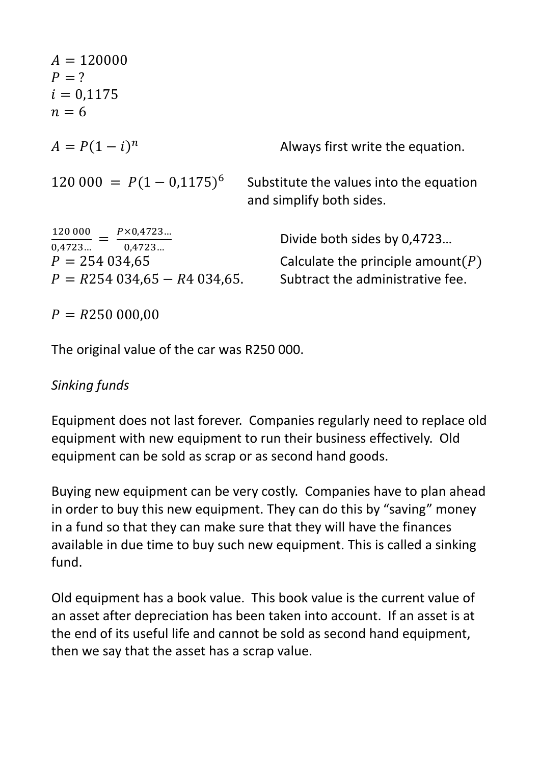$A = 120000$
$P = ?$
$i = 0{,}1175$
$n = 6$

$A = P(1-i)^n$ Always first write the equation.

$120\,000 = P(1-0{,}1175)^6$ Substitute the values into the equation and simplify both sides.

$\frac{120\,000}{0{,}4723\ldots} = \frac{P \times 0{,}4723\ldots}{0{,}4723\ldots}$ Divide both sides by 0,4723…

$P = 254\,034{,}65$ Calculate the principle amount$(P)$

$P = R254\,034{,}65 - R4\,034{,}65.$ Subtract the administrative fee.

$P = R250\,000{,}00$

The original value of the car was R250 000.

*Sinking funds*

Equipment does not last forever. Companies regularly need to replace old equipment with new equipment to run their business effectively. Old equipment can be sold as scrap or as second hand goods.

Buying new equipment can be very costly. Companies have to plan ahead in order to buy this new equipment. They can do this by "saving" money in a fund so that they can make sure that they will have the finances available in due time to buy such new equipment. This is called a sinking fund.

Old equipment has a book value. This book value is the current value of an asset after depreciation has been taken into account. If an asset is at the end of its useful life and cannot be sold as second hand equipment, then we say that the asset has a scrap value.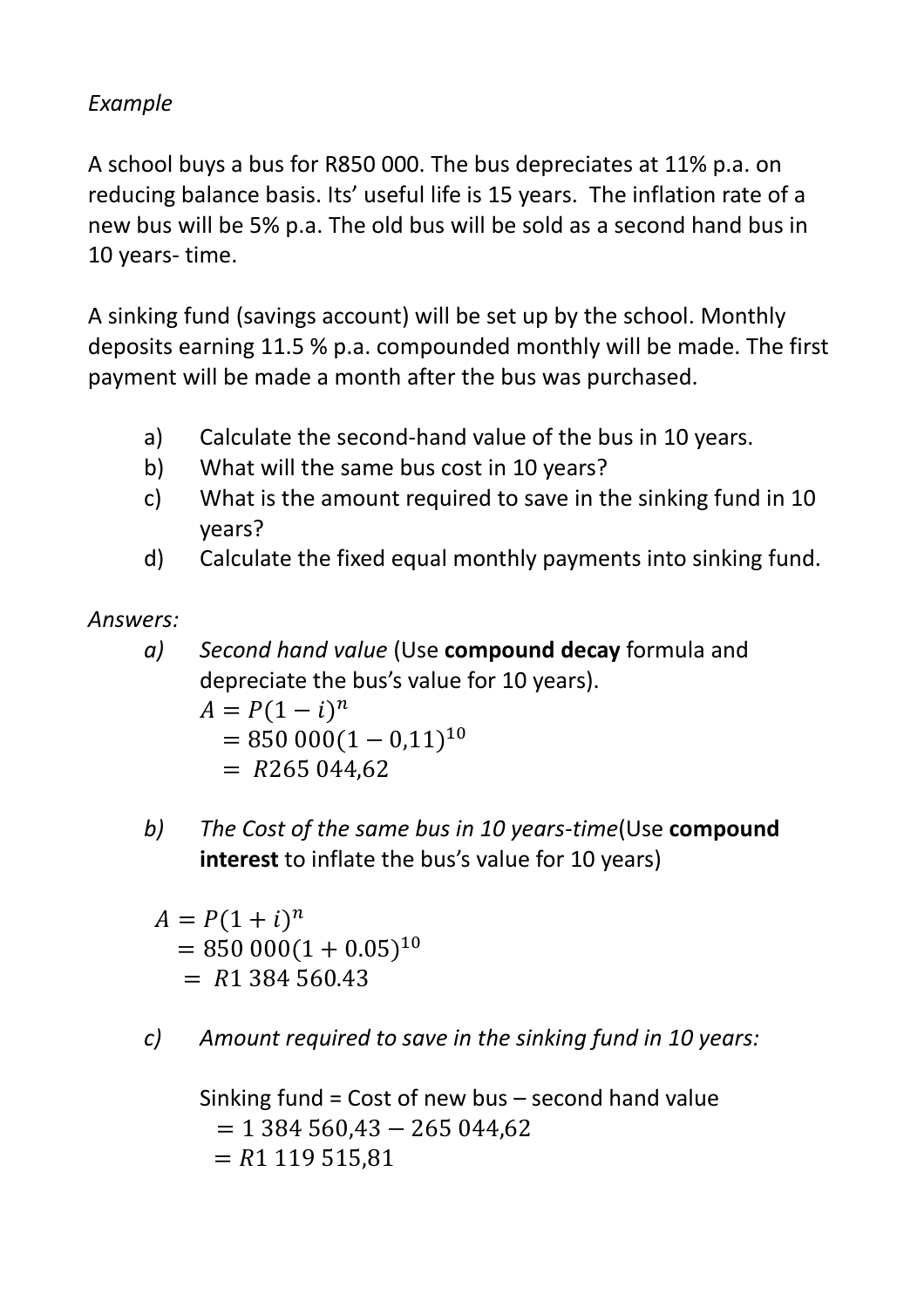*Example*

A school buys a bus for R850 000. The bus depreciates at 11% p.a. on reducing balance basis. Its' useful life is 15 years. The inflation rate of a new bus will be 5% p.a. The old bus will be sold as a second hand bus in 10 years- time.

A sinking fund (savings account) will be set up by the school. Monthly deposits earning 11.5 % p.a. compounded monthly will be made. The first payment will be made a month after the bus was purchased.

a) Calculate the second-hand value of the bus in 10 years.
b) What will the same bus cost in 10 years?
c) What is the amount required to save in the sinking fund in 10 years?
d) Calculate the fixed equal monthly payments into sinking fund.

*Answers:*

*a) Second hand value* (Use **compound decay** formula and depreciate the bus's value for 10 years).

$$A = P(1 - i)^n$$
$$= 850\ 000(1 - 0{,}11)^{10}$$
$$= R265\ 044{,}62$$

*b) The Cost of the same bus in 10 years-time*(Use **compound interest** to inflate the bus's value for 10 years)

$$A = P(1 + i)^n$$
$$= 850\ 000(1 + 0.05)^{10}$$
$$= R1\ 384\ 560.43$$

*c) Amount required to save in the sinking fund in 10 years:*

Sinking fund = Cost of new bus – second hand value

$$= 1\ 384\ 560{,}43 - 265\ 044{,}62$$
$$= R1\ 119\ 515{,}81$$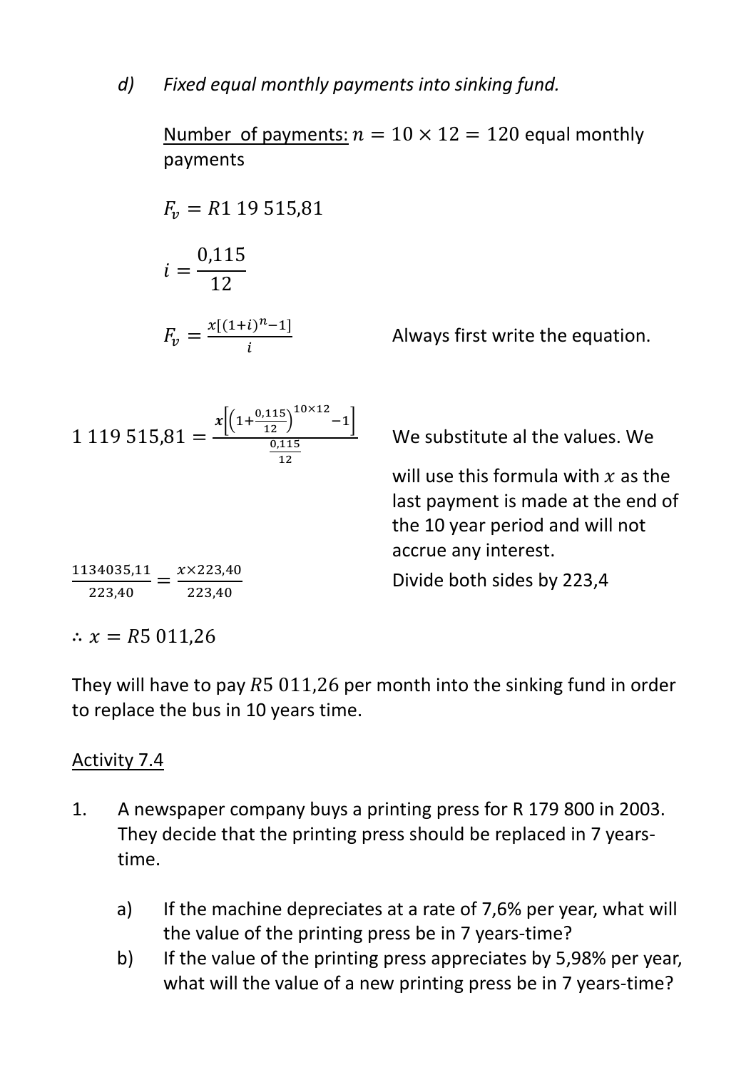*d) Fixed equal monthly payments into sinking fund.*

Number of payments: $n = 10 \times 12 = 120$ equal monthly payments

$F_v = R1\ 19\ 515{,}81$

$i = \frac{0{,}115}{12}$

$F_v = \frac{x[(1+i)^n - 1]}{i}$ Always first write the equation.

$1\ 119\ 515{,}81 = \frac{x\left[\left(1+\frac{0{,}115}{12}\right)^{10\times12} - 1\right]}{\frac{0{,}115}{12}}$ We substitute al the values. We will use this formula with $x$ as the last payment is made at the end of the 10 year period and will not accrue any interest.

$\frac{1134035{,}11}{223{,}40} = \frac{x \times 223{,}40}{223{,}40}$ Divide both sides by 223,4

$\therefore x = R5\ 011{,}26$

They will have to pay $R5\ 011{,}26$ per month into the sinking fund in order to replace the bus in 10 years time.

Activity 7.4

1. A newspaper company buys a printing press for R 179 800 in 2003. They decide that the printing press should be replaced in 7 years-time.

   a) If the machine depreciates at a rate of 7,6% per year, what will the value of the printing press be in 7 years-time?

   b) If the value of the printing press appreciates by 5,98% per year, what will the value of a new printing press be in 7 years-time?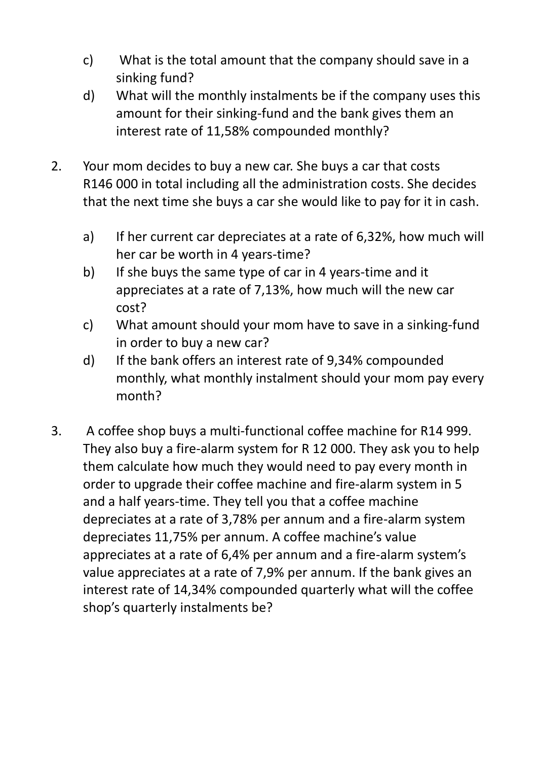c) What is the total amount that the company should save in a sinking fund?

d) What will the monthly instalments be if the company uses this amount for their sinking-fund and the bank gives them an interest rate of 11,58% compounded monthly?

2. Your mom decides to buy a new car. She buys a car that costs R146 000 in total including all the administration costs. She decides that the next time she buys a car she would like to pay for it in cash.

   a) If her current car depreciates at a rate of 6,32%, how much will her car be worth in 4 years-time?

   b) If she buys the same type of car in 4 years-time and it appreciates at a rate of 7,13%, how much will the new car cost?

   c) What amount should your mom have to save in a sinking-fund in order to buy a new car?

   d) If the bank offers an interest rate of 9,34% compounded monthly, what monthly instalment should your mom pay every month?

3. A coffee shop buys a multi-functional coffee machine for R14 999. They also buy a fire-alarm system for R 12 000. They ask you to help them calculate how much they would need to pay every month in order to upgrade their coffee machine and fire-alarm system in 5 and a half years-time. They tell you that a coffee machine depreciates at a rate of 3,78% per annum and a fire-alarm system depreciates 11,75% per annum. A coffee machine's value appreciates at a rate of 6,4% per annum and a fire-alarm system's value appreciates at a rate of 7,9% per annum. If the bank gives an interest rate of 14,34% compounded quarterly what will the coffee shop's quarterly instalments be?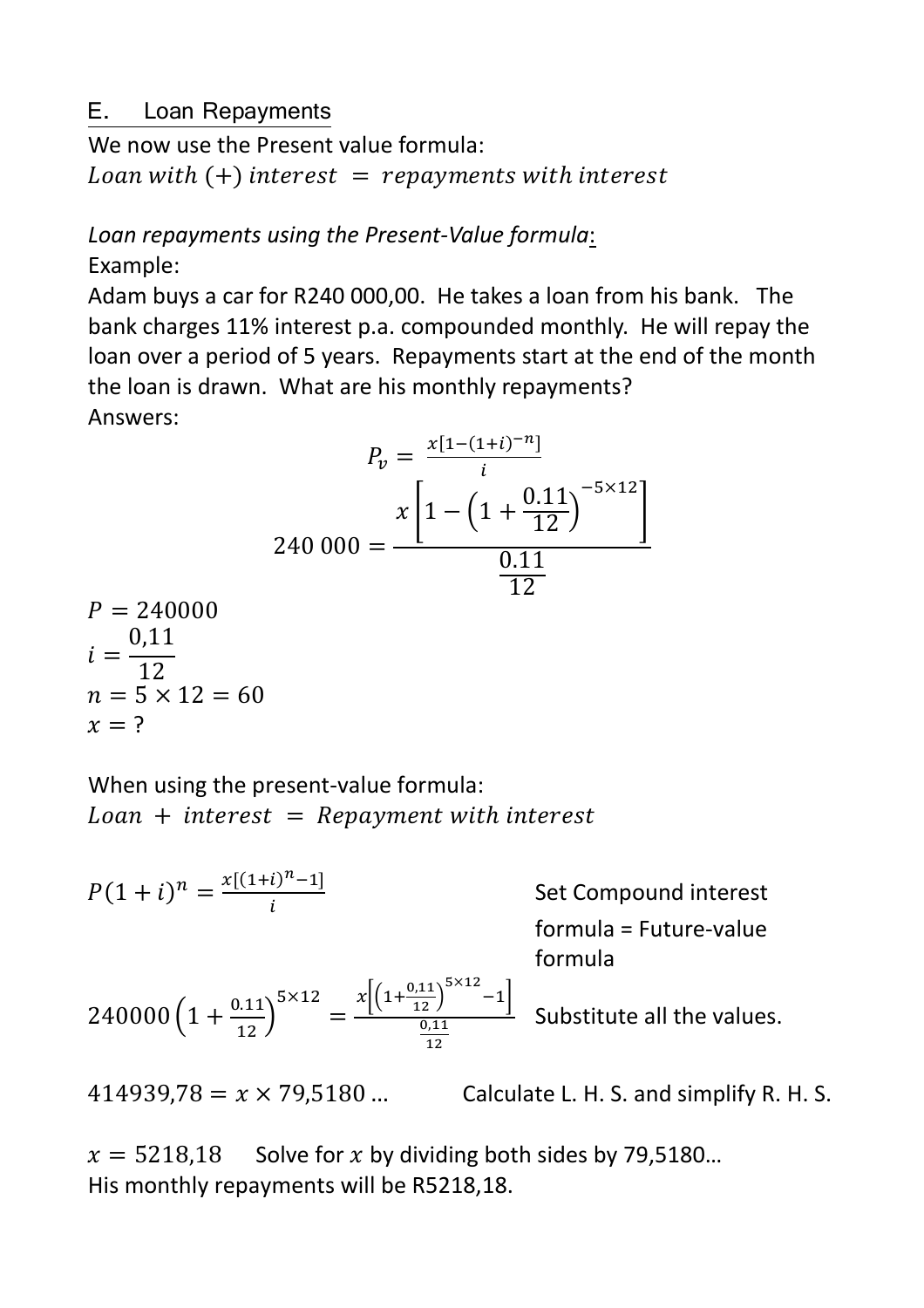## E. Loan Repayments

We now use the Present value formula:

$Loan\ with\ (+)\ interest\ =\ repayments\ with\ interest$

*Loan repayments using the Present-Value formula*:

Example:

Adam buys a car for R240 000,00. He takes a loan from his bank. The bank charges 11% interest p.a. compounded monthly. He will repay the loan over a period of 5 years. Repayments start at the end of the month the loan is drawn. What are his monthly repayments?

Answers:

$$P_v = \frac{x[1-(1+i)^{-n}]}{i}$$

$$240\ 000 = \frac{x\left[1-\left(1+\frac{0.11}{12}\right)^{-5\times12}\right]}{\frac{0.11}{12}}$$

$P = 240000$

$i = \dfrac{0{,}11}{12}$

$n = 5 \times 12 = 60$

$x = ?$

When using the present-value formula:

$Loan\ +\ interest\ =\ Repayment\ with\ interest$

$P(1+i)^n = \frac{x[(1+i)^n-1]}{i}$ Set Compound interest formula = Future-value formula

$240000\left(1+\frac{0.11}{12}\right)^{5\times12} = \frac{x\left[\left(1+\frac{0{,}11}{12}\right)^{5\times12}-1\right]}{\frac{0{,}11}{12}}$ Substitute all the values.

$414939{,}78 = x \times 79{,}5180\ldots$ Calculate L. H. S. and simplify R. H. S.

$x = 5218{,}18$ Solve for $x$ by dividing both sides by 79,5180…

His monthly repayments will be R5218,18.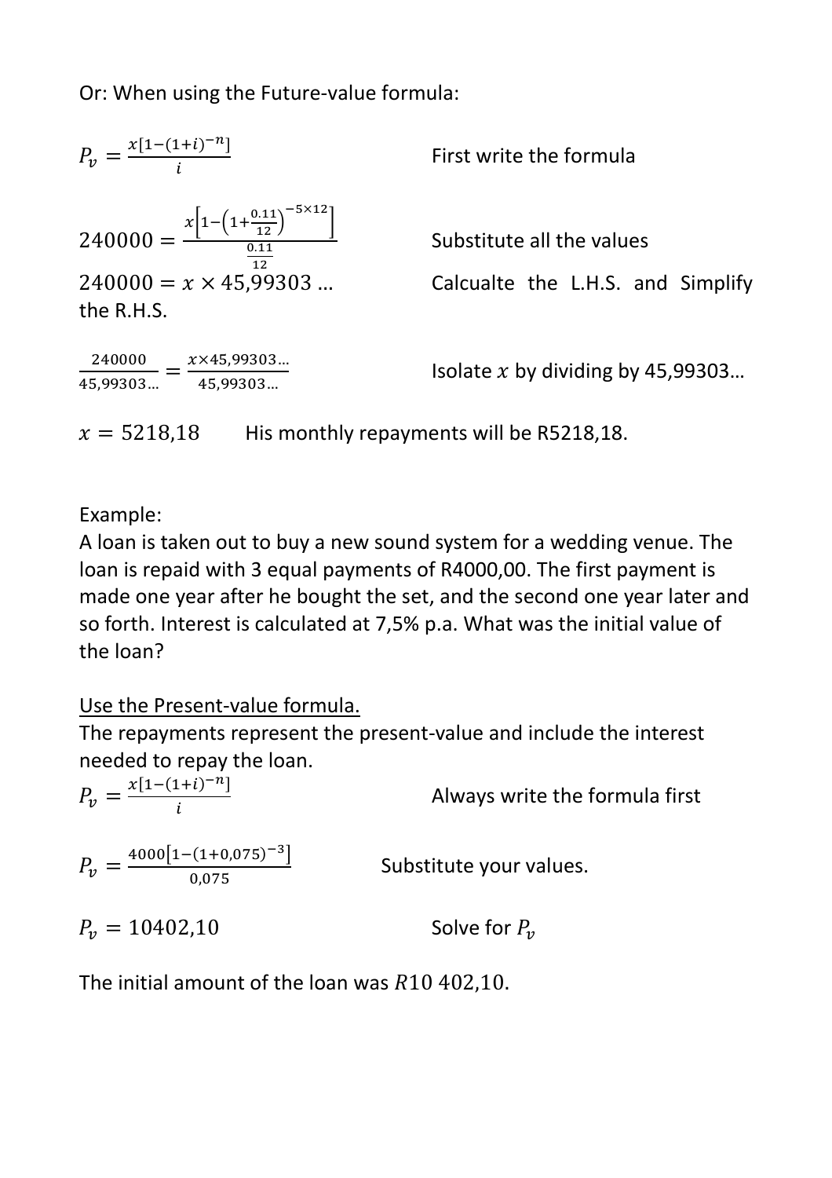Or: When using the Future-value formula:

$P_v = \frac{x[1-(1+i)^{-n}]}{i}$ First write the formula

$240000 = \frac{x\left[1-\left(1+\frac{0.11}{12}\right)^{-5\times 12}\right]}{\frac{0.11}{12}}$ Substitute all the values

$240000 = x \times 45{,}99303\ldots$ Calcualte the L.H.S. and Simplify the R.H.S.

$\frac{240000}{45{,}99303\ldots} = \frac{x \times 45{,}99303\ldots}{45{,}99303\ldots}$ Isolate $x$ by dividing by 45,99303…

$x = 5218{,}18$ His monthly repayments will be R5218,18.

Example:
A loan is taken out to buy a new sound system for a wedding venue. The loan is repaid with 3 equal payments of R4000,00. The first payment is made one year after he bought the set, and the second one year later and so forth. Interest is calculated at 7,5% p.a. What was the initial value of the loan?

<u>Use the Present-value formula.</u>
The repayments represent the present-value and include the interest needed to repay the loan.

$P_v = \frac{x[1-(1+i)^{-n}]}{i}$ Always write the formula first

$P_v = \frac{4000[1-(1+0{,}075)^{-3}]}{0{,}075}$ Substitute your values.

$P_v = 10402{,}10$ Solve for $P_v$

The initial amount of the loan was $R10\ 402{,}10$.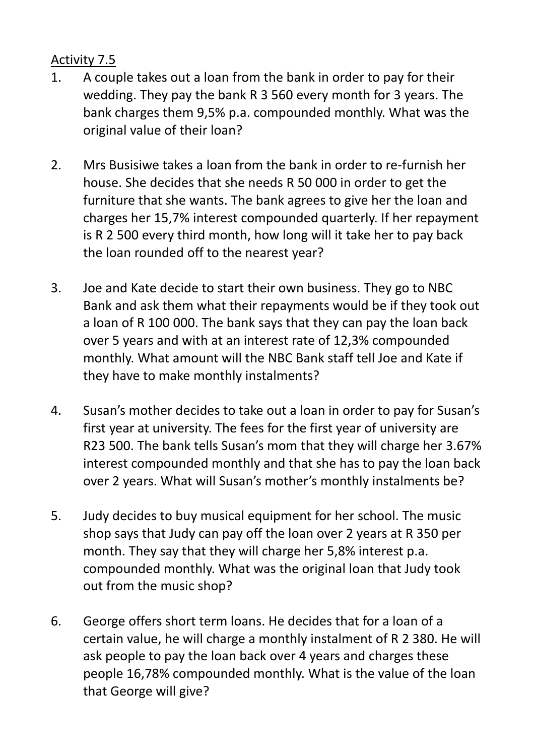Activity 7.5

1. A couple takes out a loan from the bank in order to pay for their wedding. They pay the bank R 3 560 every month for 3 years. The bank charges them 9,5% p.a. compounded monthly. What was the original value of their loan?

2. Mrs Busisiwe takes a loan from the bank in order to re-furnish her house. She decides that she needs R 50 000 in order to get the furniture that she wants. The bank agrees to give her the loan and charges her 15,7% interest compounded quarterly. If her repayment is R 2 500 every third month, how long will it take her to pay back the loan rounded off to the nearest year?

3. Joe and Kate decide to start their own business. They go to NBC Bank and ask them what their repayments would be if they took out a loan of R 100 000. The bank says that they can pay the loan back over 5 years and with at an interest rate of 12,3% compounded monthly. What amount will the NBC Bank staff tell Joe and Kate if they have to make monthly instalments?

4. Susan's mother decides to take out a loan in order to pay for Susan's first year at university. The fees for the first year of university are R23 500. The bank tells Susan's mom that they will charge her 3.67% interest compounded monthly and that she has to pay the loan back over 2 years. What will Susan's mother's monthly instalments be?

5. Judy decides to buy musical equipment for her school. The music shop says that Judy can pay off the loan over 2 years at R 350 per month. They say that they will charge her 5,8% interest p.a. compounded monthly. What was the original loan that Judy took out from the music shop?

6. George offers short term loans. He decides that for a loan of a certain value, he will charge a monthly instalment of R 2 380. He will ask people to pay the loan back over 4 years and charges these people 16,78% compounded monthly. What is the value of the loan that George will give?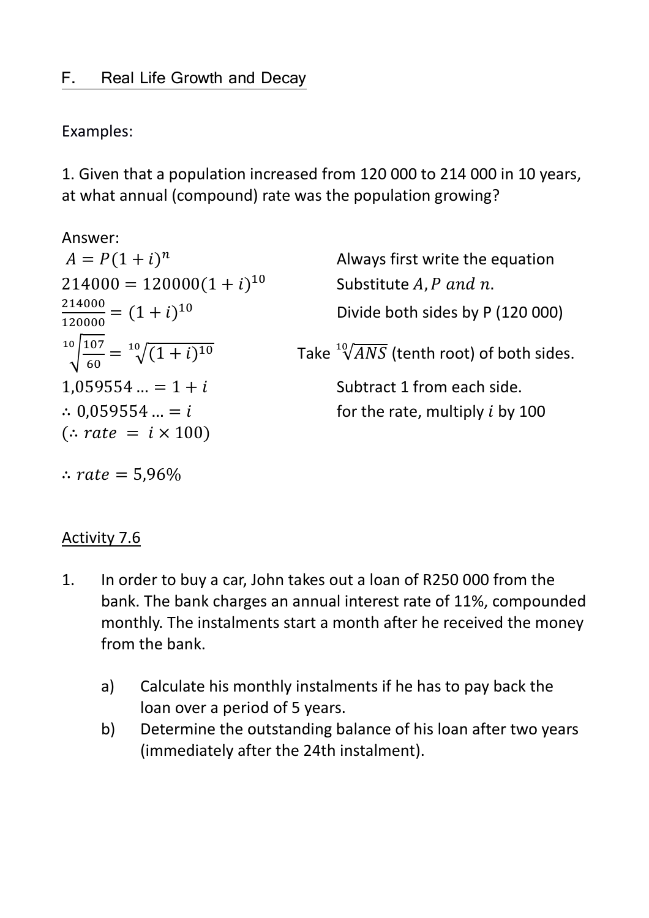## F. Real Life Growth and Decay

Examples:

1. Given that a population increased from 120 000 to 214 000 in 10 years, at what annual (compound) rate was the population growing?

Answer:

| | |
|---|---|
| $A = P(1+i)^n$ | Always first write the equation |
| $214000 = 120000(1+i)^{10}$ | Substitute $A, P$ $and$ $n$. |
| $\frac{214000}{120000} = (1+i)^{10}$ | Divide both sides by P (120 000) |
| $\sqrt[10]{\frac{107}{60}} = \sqrt[10]{(1+i)^{10}}$ | Take $\sqrt[10]{ANS}$ (tenth root) of both sides. |
| $1{,}059554 \ldots = 1 + i$ | Subtract 1 from each side. |
| $\therefore 0{,}059554 \ldots = i$ | for the rate, multiply $i$ by 100 |
| $(\therefore rate = i \times 100)$ | |

$\therefore rate = 5{,}96\%$

### Activity 7.6

1. In order to buy a car, John takes out a loan of R250 000 from the bank. The bank charges an annual interest rate of 11%, compounded monthly. The instalments start a month after he received the money from the bank.

   a) Calculate his monthly instalments if he has to pay back the loan over a period of 5 years.

   b) Determine the outstanding balance of his loan after two years (immediately after the 24th instalment).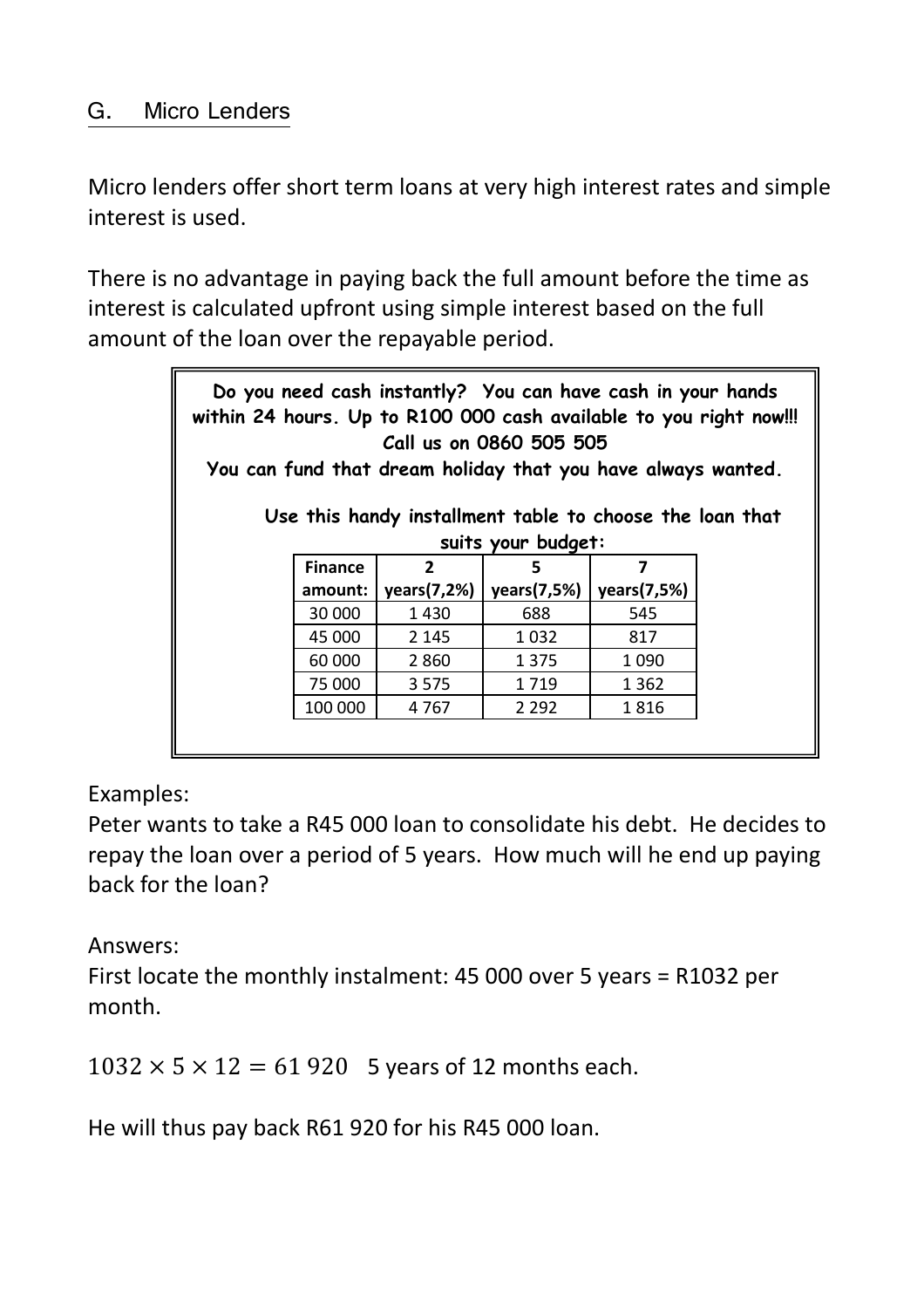## G. Micro Lenders

Micro lenders offer short term loans at very high interest rates and simple interest is used.

There is no advantage in paying back the full amount before the time as interest is calculated upfront using simple interest based on the full amount of the loan over the repayable period.

**Do you need cash instantly? You can have cash in your hands within 24 hours. Up to R100 000 cash available to you right now!!! Call us on 0860 505 505**

**You can fund that dream holiday that you have always wanted.**

**Use this handy installment table to choose the loan that suits your budget:**

| Finance amount: | 2 years(7,2%) | 5 years(7,5%) | 7 years(7,5%) |
|---|---|---|---|
| 30 000 | 1 430 | 688 | 545 |
| 45 000 | 2 145 | 1 032 | 817 |
| 60 000 | 2 860 | 1 375 | 1 090 |
| 75 000 | 3 575 | 1 719 | 1 362 |
| 100 000 | 4 767 | 2 292 | 1 816 |

Examples:

Peter wants to take a R45 000 loan to consolidate his debt. He decides to repay the loan over a period of 5 years. How much will he end up paying back for the loan?

Answers:

First locate the monthly instalment: 45 000 over 5 years = R1032 per month.

$1032 \times 5 \times 12 = 61\ 920$ 5 years of 12 months each.

He will thus pay back R61 920 for his R45 000 loan.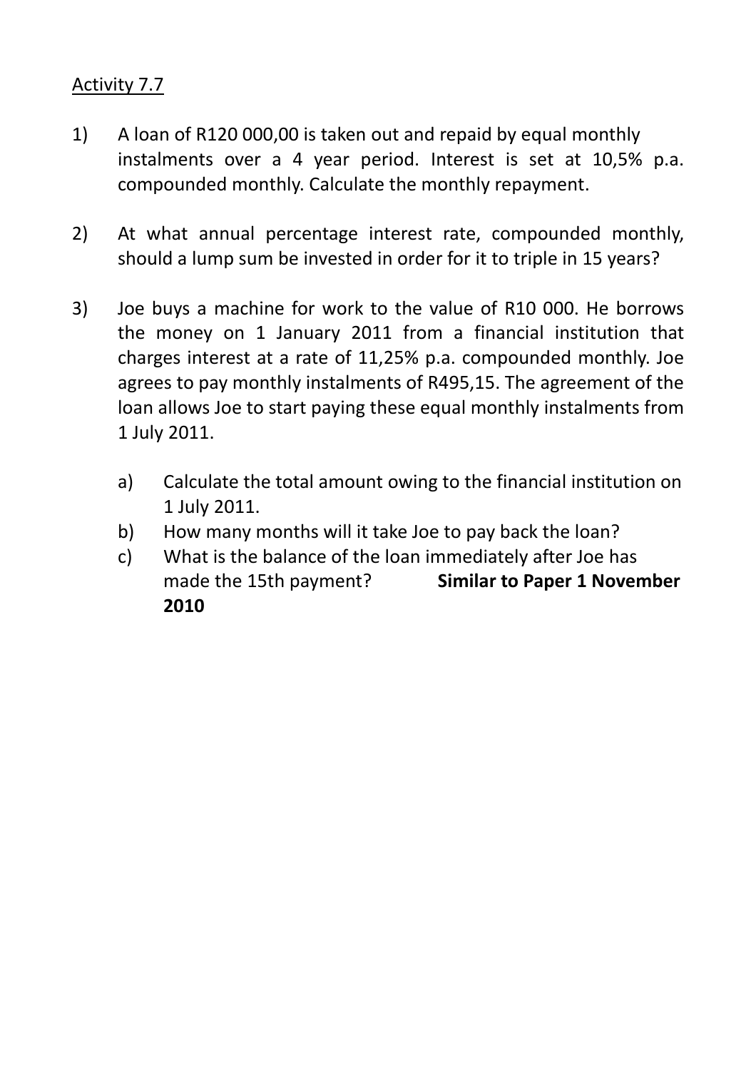Activity 7.7

1) A loan of R120 000,00 is taken out and repaid by equal monthly instalments over a 4 year period. Interest is set at 10,5% p.a. compounded monthly. Calculate the monthly repayment.

2) At what annual percentage interest rate, compounded monthly, should a lump sum be invested in order for it to triple in 15 years?

3) Joe buys a machine for work to the value of R10 000. He borrows the money on 1 January 2011 from a financial institution that charges interest at a rate of 11,25% p.a. compounded monthly. Joe agrees to pay monthly instalments of R495,15. The agreement of the loan allows Joe to start paying these equal monthly instalments from 1 July 2011.

   a) Calculate the total amount owing to the financial institution on 1 July 2011.
   b) How many months will it take Joe to pay back the loan?
   c) What is the balance of the loan immediately after Joe has made the 15th payment? **Similar to Paper 1 November 2010**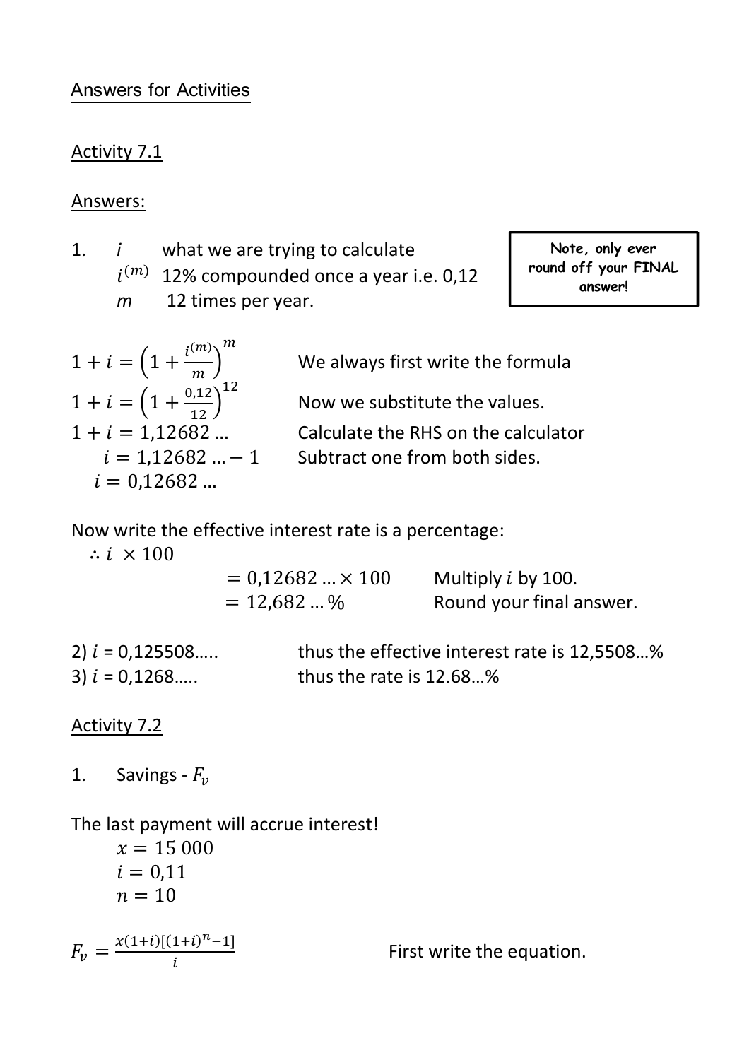Answers for Activities

## Activity 7.1

Answers:

> **Note, only ever round off your FINAL answer!**

1. $i$ what we are trying to calculate
   $i^{(m)}$ 12% compounded once a year i.e. 0,12
   $m$ 12 times per year.

$1 + i = \left(1 + \frac{i^{(m)}}{m}\right)^m$ We always first write the formula

$1 + i = \left(1 + \frac{0{,}12}{12}\right)^{12}$ Now we substitute the values.

$1 + i = 1{,}12682\ldots$ Calculate the RHS on the calculator

$i = 1{,}12682\ldots - 1$ Subtract one from both sides.

$i = 0{,}12682\ldots$

Now write the effective interest rate is a percentage:

$\therefore i \times 100$

$= 0{,}12682\ldots \times 100$ Multiply $i$ by 100.

$= 12{,}682\ldots\%$ Round your final answer.

2) $i$ = 0,125508….. thus the effective interest rate is 12,5508…%

3) $i$ = 0,1268….. thus the rate is 12.68…%

## Activity 7.2

1. Savings - $F_v$

The last payment will accrue interest!

$x = 15\ 000$
$i = 0{,}11$
$n = 10$

$F_v = \frac{x(1+i)[(1+i)^n - 1]}{i}$ First write the equation.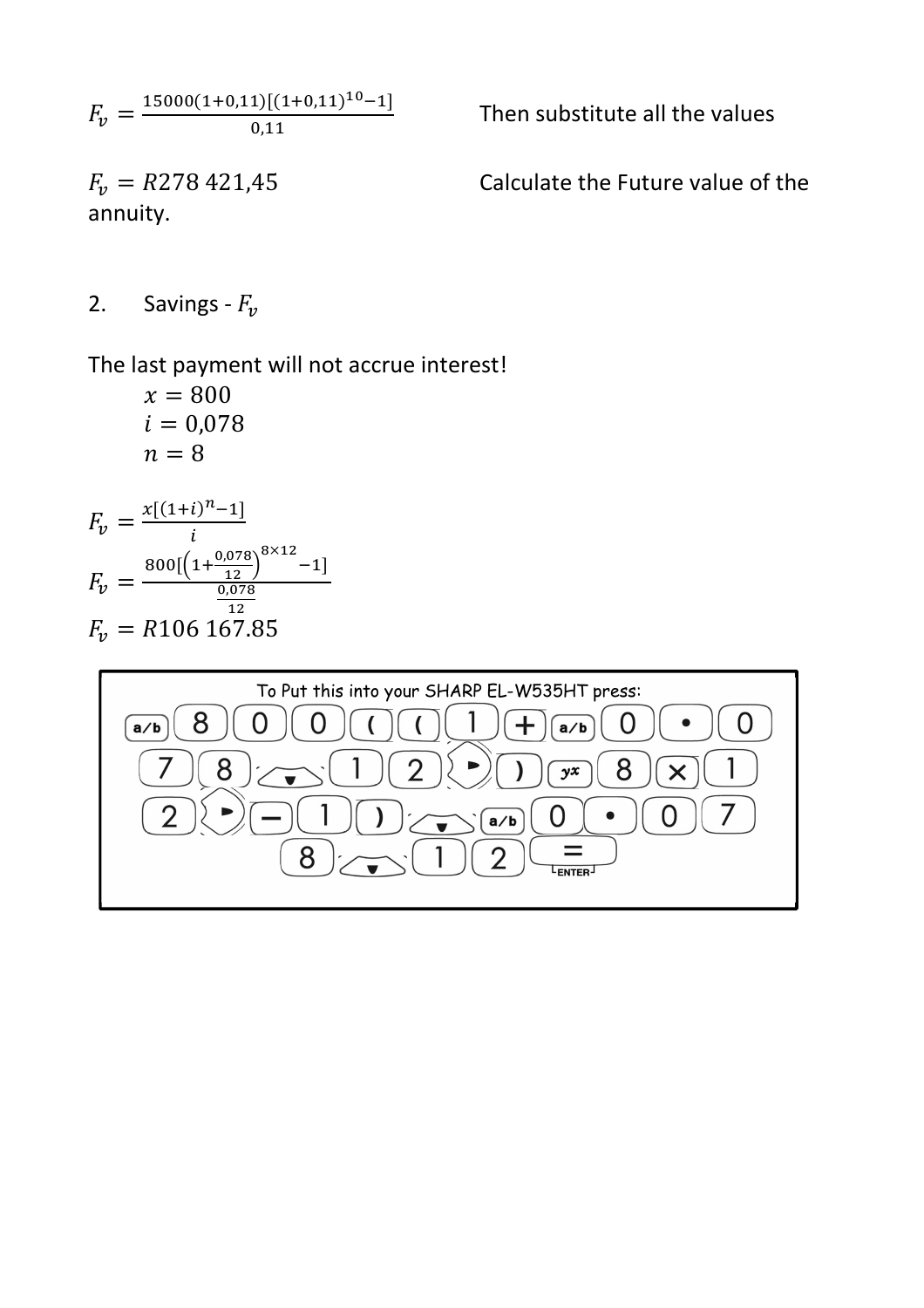$F_v = \frac{15000(1+0,11)[(1+0,11)^{10}-1]}{0,11}$ Then substitute all the values

$F_v = R278\ 421,45$ Calculate the Future value of the annuity.

2. Savings - $F_v$

The last payment will not accrue interest!

$x = 800$
$i = 0,078$
$n = 8$

$F_v = \frac{x[(1+i)^n - 1]}{i}$

$F_v = \frac{800[\left(1+\frac{0,078}{12}\right)^{8\times12} - 1]}{\frac{0,078}{12}}$

$F_v = R106\ 167.85$

To Put this into your SHARP EL-W535HT press:

a/b 8 0 0 ( ( 1 + a/b 0 • 0 7 8 ▼ 1 2 ► ) $y^x$ 8 × 1 2 ► − 1 ) ▼ a/b 0 • 0 7 8 ▼ 1 2 = ENTER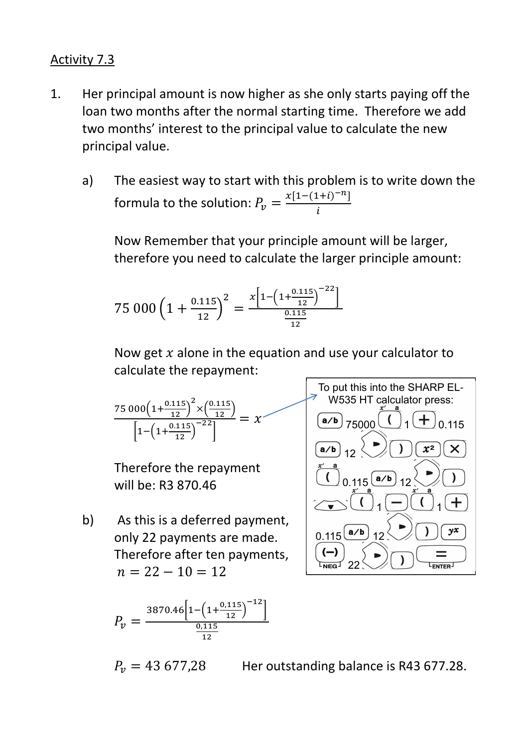Activity 7.3

1. Her principal amount is now higher as she only starts paying off the loan two months after the normal starting time. Therefore we add two months' interest to the principal value to calculate the new principal value.

   a) The easiest way to start with this problem is to write down the formula to the solution: $P_v = \frac{x[1-(1+i)^{-n}]}{i}$

      Now Remember that your principle amount will be larger, therefore you need to calculate the larger principle amount:

      $$75\,000\left(1+\frac{0.115}{12}\right)^2 = \frac{x\left[1-\left(1+\frac{0.115}{12}\right)^{-22}\right]}{\frac{0.115}{12}}$$

      Now get $x$ alone in the equation and use your calculator to calculate the repayment:

      $$\frac{75\,000\left(1+\frac{0.115}{12}\right)^2 \times \left(\frac{0.115}{12}\right)}{\left[1-\left(1+\frac{0.115}{12}\right)^{-22}\right]} = x$$

      To put this into the SHARP EL-W535 HT calculator press:

      a/b 75000 ( 1 + 0.115 a/b 12 ► ) $x^2$ × ( 0.115 a/b 12 ► ) ▼ ( 1 − ( 1 + 0.115 a/b 12 ► ) $y^x$ (−) 22 ► ) =

      Therefore the repayment will be: R3 870.46

   b) As this is a deferred payment, only 22 payments are made. Therefore after ten payments, $n = 22 - 10 = 12$

      $$P_v = \frac{3870.46\left[1-\left(1+\frac{0,115}{12}\right)^{-12}\right]}{\frac{0,115}{12}}$$

      $P_v = 43\ 677{,}28$ Her outstanding balance is R43 677.28.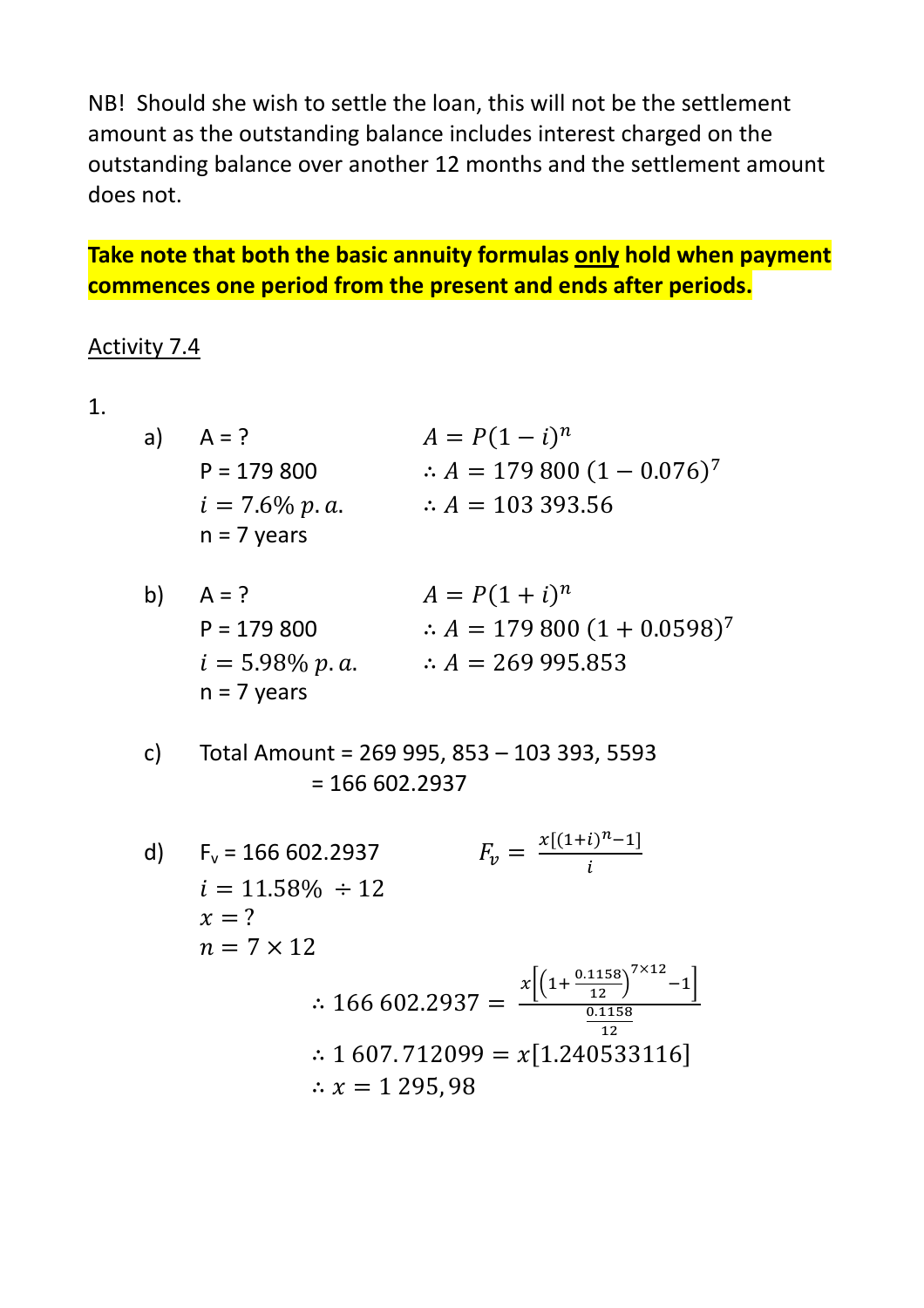NB! Should she wish to settle the loan, this will not be the settlement amount as the outstanding balance includes interest charged on the outstanding balance over another 12 months and the settlement amount does not.

**Take note that both the basic annuity formulas <u>only</u> hold when payment commences one period from the present and ends after periods.**

<u>Activity 7.4</u>

1.

a) A = ?
P = 179 800
$i = 7.6\%\ p.a.$
n = 7 years

$$A = P(1-i)^n$$
$$\therefore A = 179\,800\,(1-0.076)^7$$
$$\therefore A = 103\,393.56$$

b) A = ?
P = 179 800
$i = 5.98\%\ p.a.$
n = 7 years

$$A = P(1+i)^n$$
$$\therefore A = 179\,800\,(1+0.0598)^7$$
$$\therefore A = 269\,995.853$$

c) Total Amount = 269 995, 853 – 103 393, 5593
= 166 602.2937

d) $F_v$ = 166 602.2937
$i = 11.58\% \div 12$
$x = ?$
$n = 7 \times 12$

$$F_v = \frac{x[(1+i)^n - 1]}{i}$$

$$\therefore 166\,602.2937 = \frac{x\left[\left(1+\frac{0.1158}{12}\right)^{7\times 12} - 1\right]}{\frac{0.1158}{12}}$$

$$\therefore 1\,607.712099 = x[1.240533116]$$

$$\therefore x = 1\,295{,}98$$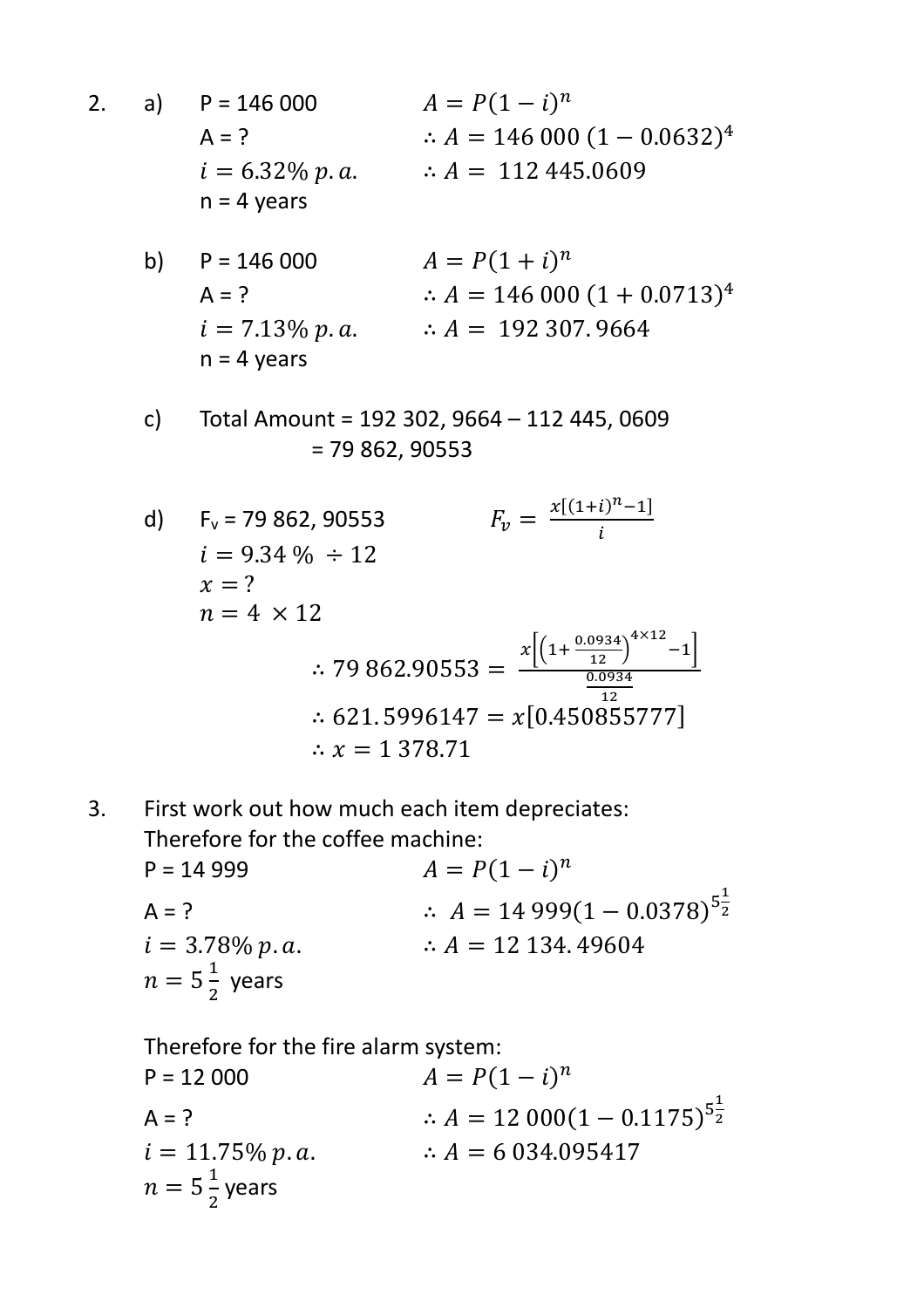2. a) P = 146 000 $\quad A = P(1-i)^n$

   A = ? $\quad \therefore A = 146\ 000\ (1-0.0632)^4$

   $i = 6.32\%\ p.a.$ $\quad \therefore A = \ 112\ 445.0609$

   n = 4 years

   b) P = 146 000 $\quad A = P(1+i)^n$

   A = ? $\quad \therefore A = 146\ 000\ (1+0.0713)^4$

   $i = 7.13\%\ p.a.$ $\quad \therefore A = \ 192\ 307.9664$

   n = 4 years

   c) Total Amount = 192 302, 9664 – 112 445, 0609

   = 79 862, 90553

   d) $F_v$ = 79 862, 90553 $\quad F_v = \frac{x[(1+i)^n - 1]}{i}$

   $i = 9.34\ \% \ \div 12$

   $x = ?$

   $n = 4\ \times 12$

$$\therefore 79\ 862.90553 = \frac{x\left[\left(1+\frac{0.0934}{12}\right)^{4\times 12} - 1\right]}{\frac{0.0934}{12}}$$

$$\therefore 621.5996147 = x[0.450855777]$$

$$\therefore x = 1\ 378.71$$

3. First work out how much each item depreciates:

   Therefore for the coffee machine:

   P = 14 999 $\quad A = P(1-i)^n$

   A = ? $\quad \therefore\ A = 14\ 999(1-0.0378)^{5\frac{1}{2}}$

   $i = 3.78\%\ p.a.$ $\quad \therefore A = 12\ 134.49604$

   $n = 5\frac{1}{2}$ years

   Therefore for the fire alarm system:

   P = 12 000 $\quad A = P(1-i)^n$

   A = ? $\quad \therefore A = 12\ 000(1-0.1175)^{5\frac{1}{2}}$

   $i = 11.75\%\ p.a.$ $\quad \therefore A = 6\ 034.095417$

   $n = 5\frac{1}{2}$ years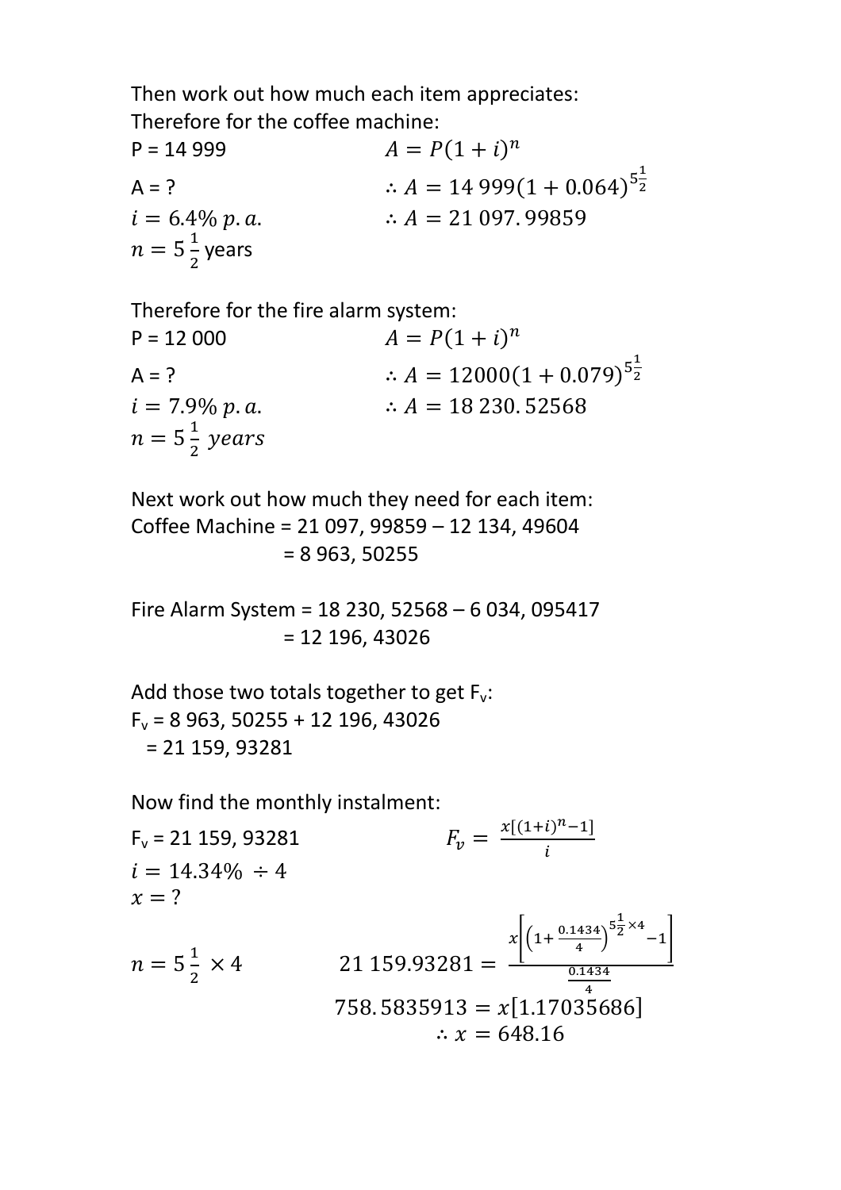Then work out how much each item appreciates:

Therefore for the coffee machine:

P = 14 999 $\quad A = P(1+i)^n$

A = ? $\quad \therefore A = 14\,999(1+0.064)^{5\frac{1}{2}}$

$i = 6.4\%\ p.a.$ $\quad \therefore A = 21\,097.99859$

$n = 5\frac{1}{2}$ years

Therefore for the fire alarm system:

P = 12 000 $\quad A = P(1+i)^n$

A = ? $\quad \therefore A = 12000(1+0.079)^{5\frac{1}{2}}$

$i = 7.9\%\ p.a.$ $\quad \therefore A = 18\,230.52568$

$n = 5\frac{1}{2}\ years$

Next work out how much they need for each item:

Coffee Machine = 21 097, 99859 – 12 134, 49604

= 8 963, 50255

Fire Alarm System = 18 230, 52568 – 6 034, 095417

= 12 196, 43026

Add those two totals together to get $F_v$:

$F_v$ = 8 963, 50255 + 12 196, 43026

= 21 159, 93281

Now find the monthly instalment:

$F_v$ = 21 159, 93281 $\quad F_v = \frac{x[(1+i)^n - 1]}{i}$

$i = 14.34\% \div 4$

$x = ?$

$n = 5\frac{1}{2} \times 4$ $\quad 21\,159.93281 = \frac{x\left[\left(1+\frac{0.1434}{4}\right)^{5\frac{1}{2}\times 4} - 1\right]}{\frac{0.1434}{4}}$

$758.5835913 = x[1.17035686]$

$\therefore x = 648.16$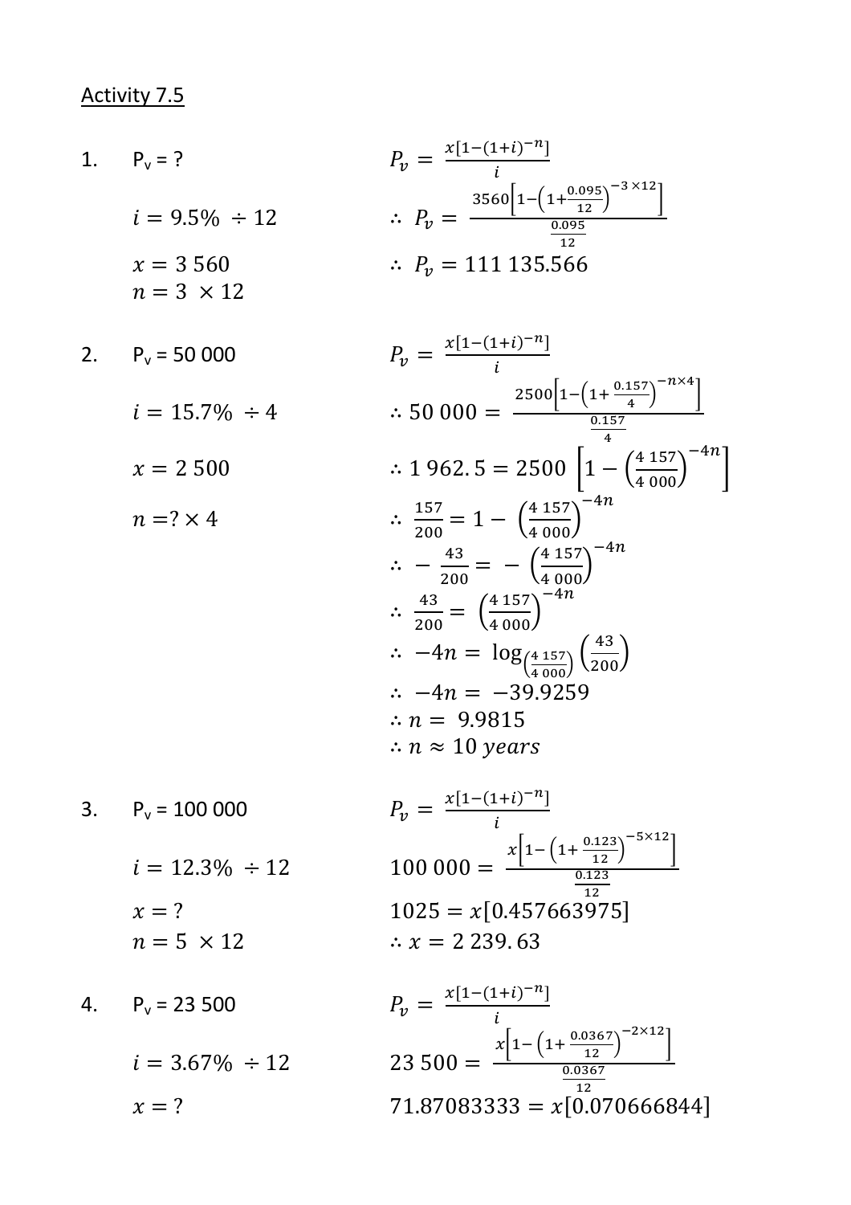Activity 7.5

1. $P_v = ?$

$i = 9.5\% \div 12$

$x = 3\,560$

$n = 3 \times 12$

$$P_v = \frac{x[1-(1+i)^{-n}]}{i}$$

$$\therefore P_v = \frac{3560\left[1-\left(1+\frac{0.095}{12}\right)^{-3 \times 12}\right]}{\frac{0.095}{12}}$$

$$\therefore P_v = 111\,135.566$$

2. $P_v = 50\,000$

$i = 15.7\% \div 4$

$x = 2\,500$

$n = ? \times 4$

$$P_v = \frac{x[1-(1+i)^{-n}]}{i}$$

$$\therefore 50\,000 = \frac{2500\left[1-\left(1+\frac{0.157}{4}\right)^{-n \times 4}\right]}{\frac{0.157}{4}}$$

$$\therefore 1\,962.5 = 2500\left[1-\left(\frac{4\,157}{4\,000}\right)^{-4n}\right]$$

$$\therefore \frac{157}{200} = 1 - \left(\frac{4\,157}{4\,000}\right)^{-4n}$$

$$\therefore -\frac{43}{200} = -\left(\frac{4\,157}{4\,000}\right)^{-4n}$$

$$\therefore \frac{43}{200} = \left(\frac{4\,157}{4\,000}\right)^{-4n}$$

$$\therefore -4n = \log_{\left(\frac{4\,157}{4\,000}\right)}\left(\frac{43}{200}\right)$$

$$\therefore -4n = -39.9259$$

$$\therefore n = 9.9815$$

$$\therefore n \approx 10 \text{ years}$$

3. $P_v = 100\,000$

$i = 12.3\% \div 12$

$x = ?$

$n = 5 \times 12$

$$P_v = \frac{x[1-(1+i)^{-n}]}{i}$$

$$100\,000 = \frac{x\left[1-\left(1+\frac{0.123}{12}\right)^{-5 \times 12}\right]}{\frac{0.123}{12}}$$

$$1025 = x[0.457663975]$$

$$\therefore x = 2\,239.63$$

4. $P_v = 23\,500$

$i = 3.67\% \div 12$

$x = ?$

$$P_v = \frac{x[1-(1+i)^{-n}]}{i}$$

$$23\,500 = \frac{x\left[1-\left(1+\frac{0.0367}{12}\right)^{-2 \times 12}\right]}{\frac{0.0367}{12}}$$

$$71.87083333 = x[0.070666844]$$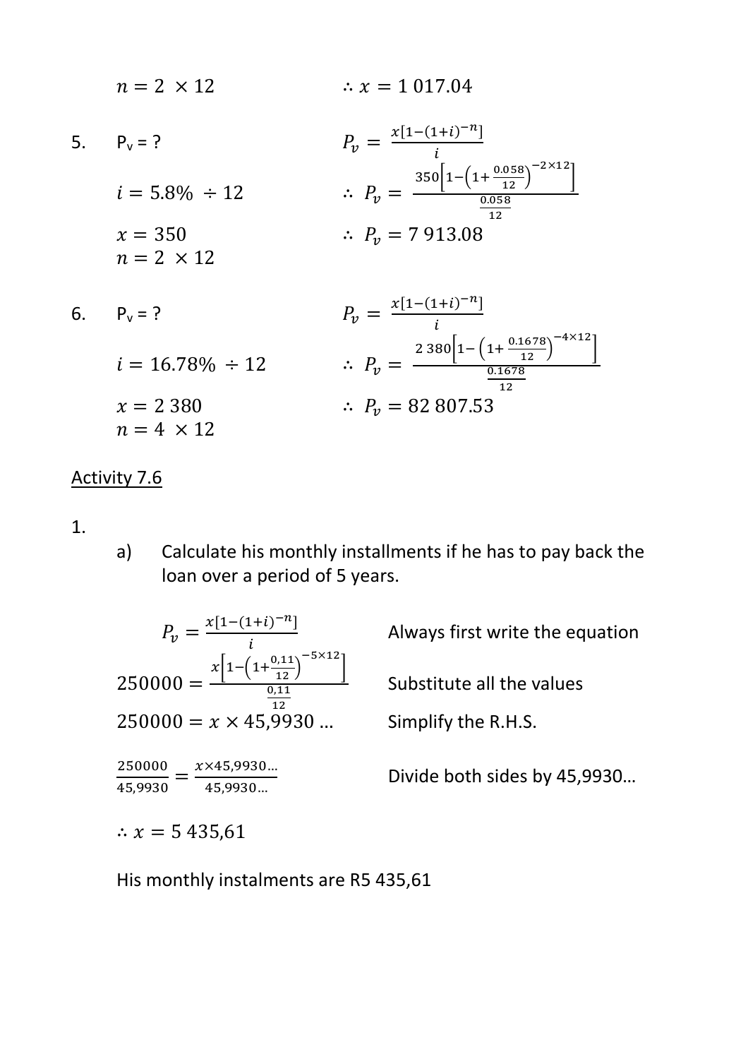$n = 2 \times 12$ $\therefore x = 1\,017.04$

5. $P_v$ = ?

$i = 5.8\% \div 12$

$x = 350$

$n = 2 \times 12$

$$P_v = \frac{x[1-(1+i)^{-n}]}{i}$$

$$\therefore P_v = \frac{350\left[1-\left(1+\frac{0.058}{12}\right)^{-2\times12}\right]}{\frac{0.058}{12}}$$

$$\therefore P_v = 7\,913.08$$

6. $P_v$ = ?

$i = 16.78\% \div 12$

$x = 2\,380$

$n = 4 \times 12$

$$P_v = \frac{x[1-(1+i)^{-n}]}{i}$$

$$\therefore P_v = \frac{2\,380\left[1-\left(1+\frac{0.1678}{12}\right)^{-4\times12}\right]}{\frac{0.1678}{12}}$$

$$\therefore P_v = 82\,807.53$$

Activity 7.6

1.

a) Calculate his monthly installments if he has to pay back the loan over a period of 5 years.

$$P_v = \frac{x[1-(1+i)^{-n}]}{i}$$ Always first write the equation

$$250000 = \frac{x\left[1-\left(1+\frac{0,11}{12}\right)^{-5\times12}\right]}{\frac{0,11}{12}}$$ Substitute all the values

$$250000 = x \times 45,9930\ldots$$ Simplify the R.H.S.

$$\frac{250000}{45,9930} = \frac{x \times 45,9930\ldots}{45,9930\ldots}$$ Divide both sides by 45,9930…

$$\therefore x = 5\,435,61$$

His monthly instalments are R5 435,61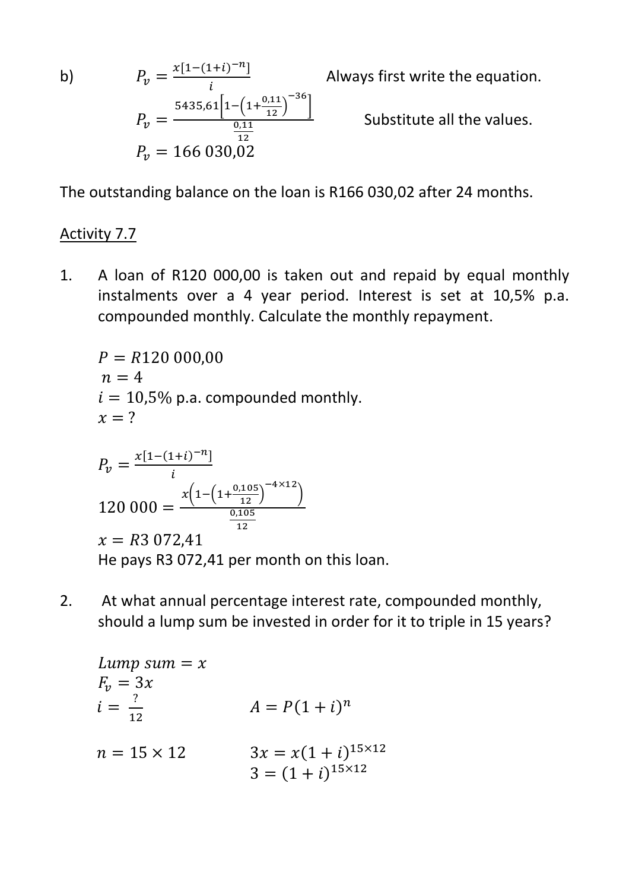b) $P_v = \frac{x[1-(1+i)^{-n}]}{i}$ Always first write the equation.

$P_v = \frac{5435{,}61\left[1-\left(1+\frac{0{,}11}{12}\right)^{-36}\right]}{\frac{0{,}11}{12}}$ Substitute all the values.

$P_v = 166\ 030{,}02$

The outstanding balance on the loan is R166 030,02 after 24 months.

<u>Activity 7.7</u>

1. A loan of R120 000,00 is taken out and repaid by equal monthly instalments over a 4 year period. Interest is set at 10,5% p.a. compounded monthly. Calculate the monthly repayment.

   $P = R120\ 000{,}00$

   $n = 4$

   $i = 10{,}5\%$ p.a. compounded monthly.

   $x = ?$

   $P_v = \frac{x[1-(1+i)^{-n}]}{i}$

   $120\ 000 = \frac{x\left(1-\left(1+\frac{0{,}105}{12}\right)^{-4\times 12}\right)}{\frac{0{,}105}{12}}$

   $x = R3\ 072{,}41$

   He pays R3 072,41 per month on this loan.

2. At what annual percentage interest rate, compounded monthly, should a lump sum be invested in order for it to triple in 15 years?

   $Lump\ sum = x$

   $F_v = 3x$

   $i = \frac{?}{12}$ $\qquad A = P(1+i)^n$

   $n = 15 \times 12$ $\qquad 3x = x(1+i)^{15\times 12}$

   $3 = (1+i)^{15\times 12}$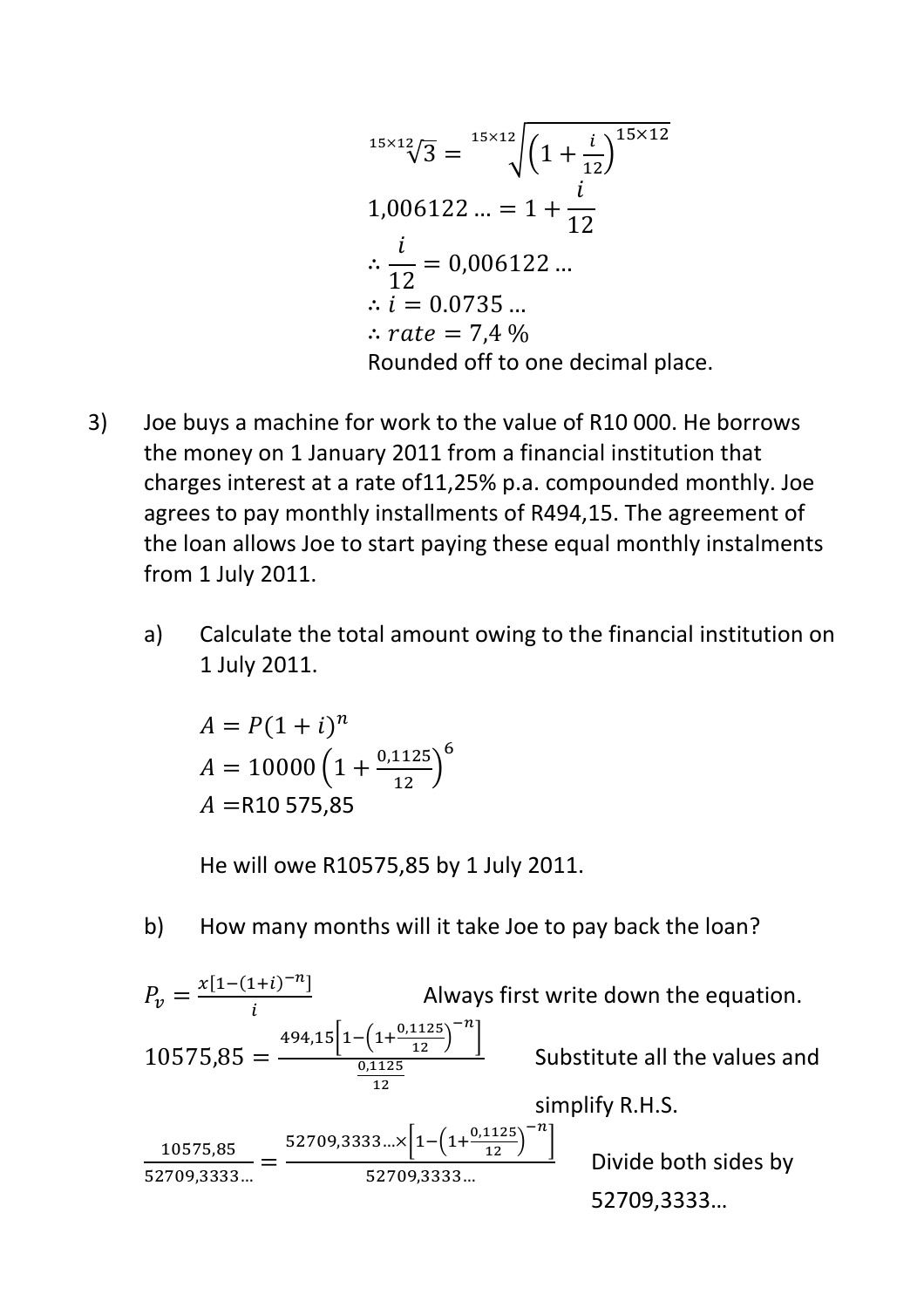$$\sqrt[15\times 12]{3} = \sqrt[15\times 12]{\left(1+\frac{i}{12}\right)^{15\times 12}}$$

$$1{,}006122\ldots = 1 + \frac{i}{12}$$

$$\therefore \frac{i}{12} = 0{,}006122\ldots$$

$$\therefore i = 0.0735\ldots$$

$$\therefore rate = 7{,}4\ \%$$

Rounded off to one decimal place.

3) Joe buys a machine for work to the value of R10 000. He borrows the money on 1 January 2011 from a financial institution that charges interest at a rate of11,25% p.a. compounded monthly. Joe agrees to pay monthly installments of R494,15. The agreement of the loan allows Joe to start paying these equal monthly instalments from 1 July 2011.

   a) Calculate the total amount owing to the financial institution on 1 July 2011.

$$A = P(1+i)^n$$

$$A = 10000\left(1+\frac{0{,}1125}{12}\right)^6$$

$A =$R10 575,85

He will owe R10575,85 by 1 July 2011.

   b) How many months will it take Joe to pay back the loan?

$$P_v = \frac{x[1-(1+i)^{-n}]}{i}$$

Always first write down the equation.

$$10575{,}85 = \frac{494{,}15\left[1-\left(1+\frac{0{,}1125}{12}\right)^{-n}\right]}{\frac{0{,}1125}{12}}$$

Substitute all the values and simplify R.H.S.

$$\frac{10575{,}85}{52709{,}3333\ldots} = \frac{52709{,}3333\ldots\times\left[1-\left(1+\frac{0{,}1125}{12}\right)^{-n}\right]}{52709{,}3333\ldots}$$

Divide both sides by 52709,3333…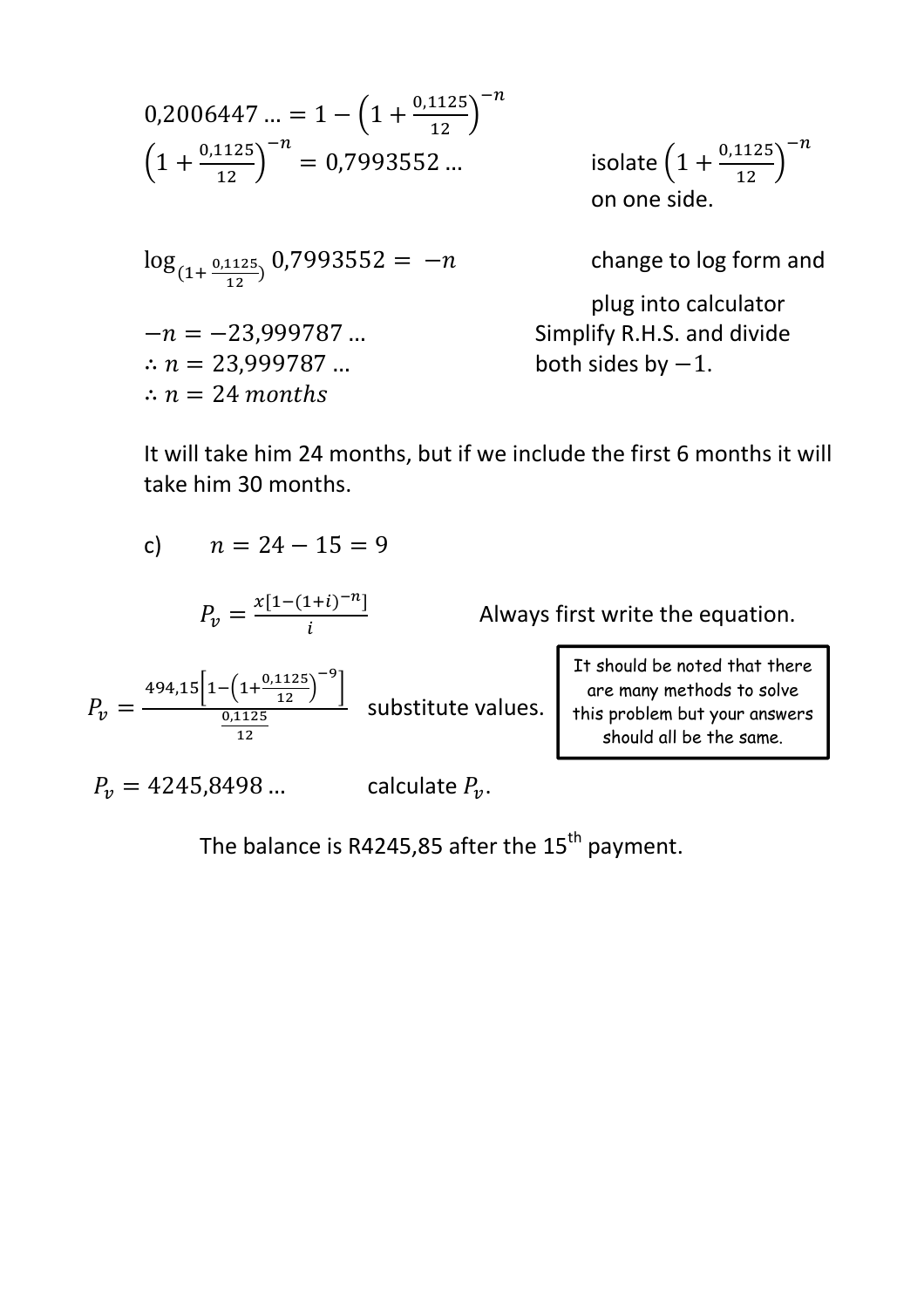$0{,}2006447\ldots = 1 - \left(1 + \frac{0{,}1125}{12}\right)^{-n}$

$\left(1 + \frac{0{,}1125}{12}\right)^{-n} = 0{,}7993552\ldots$ isolate $\left(1 + \frac{0{,}1125}{12}\right)^{-n}$ on one side.

$\log_{\left(1+\frac{0{,}1125}{12}\right)} 0{,}7993552 = -n$ change to log form and plug into calculator

$-n = -23{,}999787\ldots$ Simplify R.H.S. and divide both sides by $-1$.

$\therefore n = 23{,}999787\ldots$

$\therefore n = 24\ months$

It will take him 24 months, but if we include the first 6 months it will take him 30 months.

c) $n = 24 - 15 = 9$

$P_v = \frac{x[1-(1+i)^{-n}]}{i}$ Always first write the equation.

$$P_v = \frac{494{,}15\left[1-\left(1+\frac{0{,}1125}{12}\right)^{-9}\right]}{\frac{0{,}1125}{12}}$$ substitute values.

It should be noted that there are many methods to solve this problem but your answers should all be the same.

$P_v = 4245{,}8498\ldots$ calculate $P_v$.

The balance is R4245,85 after the 15th payment.